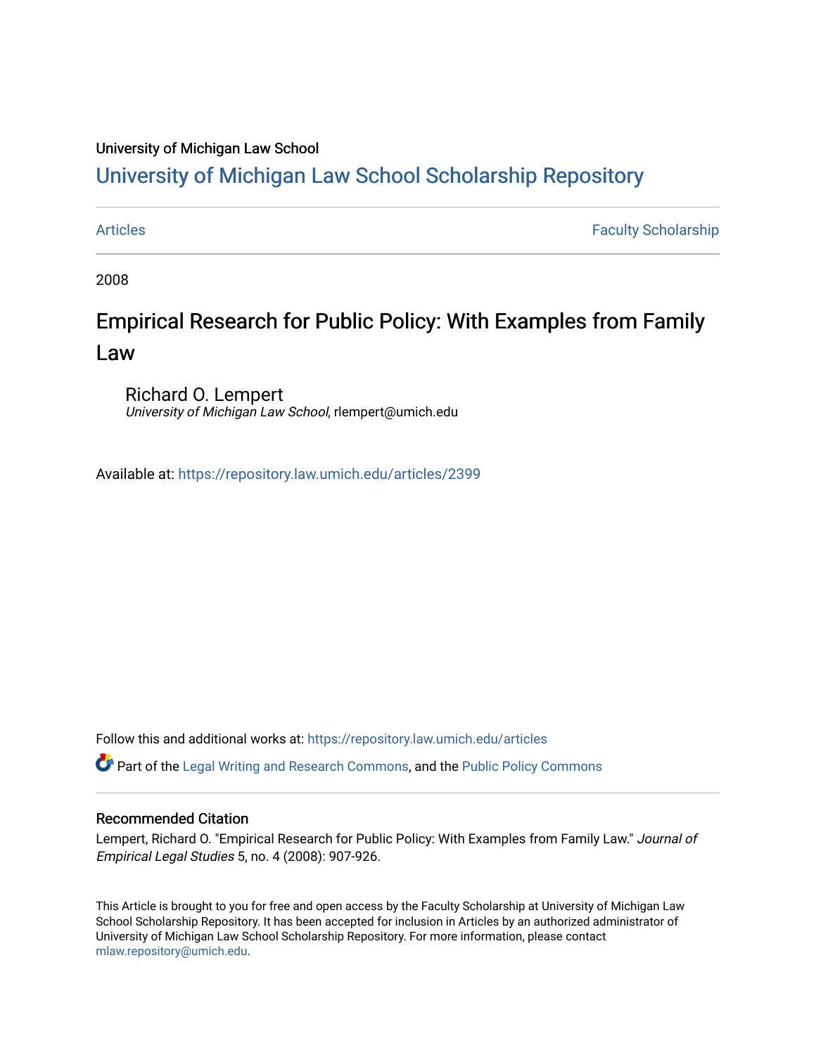University of Michigan Law School

# University of Michigan Law School Scholarship Repository

Articles | Faculty Scholarship

2008

## Empirical Research for Public Policy: With Examples from Family Law

Richard O. Lempert
*University of Michigan Law School*, rlempert@umich.edu

Available at: https://repository.law.umich.edu/articles/2399

Follow this and additional works at: https://repository.law.umich.edu/articles

Part of the Legal Writing and Research Commons, and the Public Policy Commons

### Recommended Citation

Lempert, Richard O. "Empirical Research for Public Policy: With Examples from Family Law." *Journal of Empirical Legal Studies* 5, no. 4 (2008): 907-926.

This Article is brought to you for free and open access by the Faculty Scholarship at University of Michigan Law School Scholarship Repository. It has been accepted for inclusion in Articles by an authorized administrator of University of Michigan Law School Scholarship Repository. For more information, please contact mlaw.repository@umich.edu.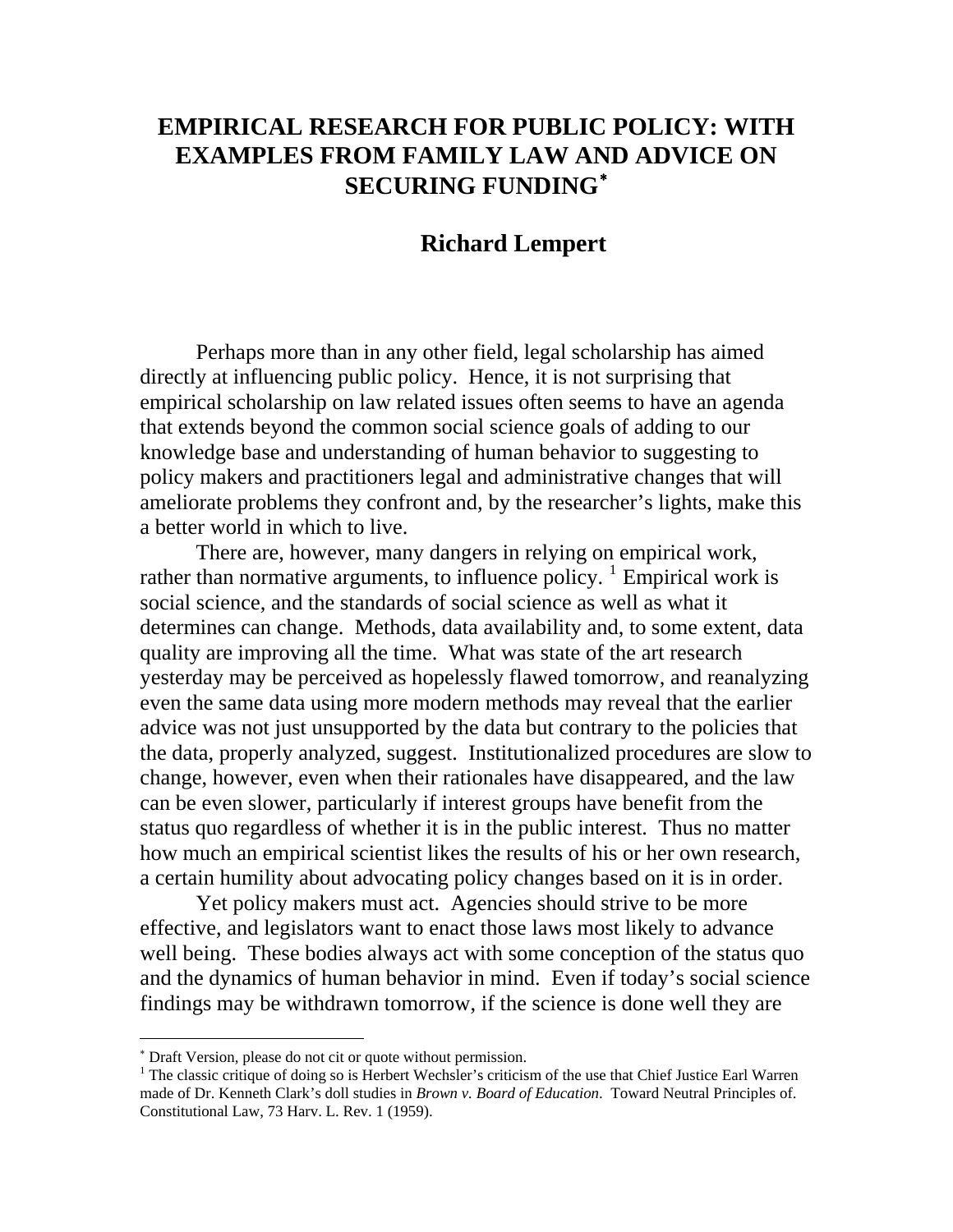# EMPIRICAL RESEARCH FOR PUBLIC POLICY: WITH EXAMPLES FROM FAMILY LAW AND ADVICE ON SECURING FUNDING*

## Richard Lempert

Perhaps more than in any other field, legal scholarship has aimed directly at influencing public policy. Hence, it is not surprising that empirical scholarship on law related issues often seems to have an agenda that extends beyond the common social science goals of adding to our knowledge base and understanding of human behavior to suggesting to policy makers and practitioners legal and administrative changes that will ameliorate problems they confront and, by the researcher's lights, make this a better world in which to live.

There are, however, many dangers in relying on empirical work, rather than normative arguments, to influence policy. [1] Empirical work is social science, and the standards of social science as well as what it determines can change. Methods, data availability and, to some extent, data quality are improving all the time. What was state of the art research yesterday may be perceived as hopelessly flawed tomorrow, and reanalyzing even the same data using more modern methods may reveal that the earlier advice was not just unsupported by the data but contrary to the policies that the data, properly analyzed, suggest. Institutionalized procedures are slow to change, however, even when their rationales have disappeared, and the law can be even slower, particularly if interest groups have benefit from the status quo regardless of whether it is in the public interest. Thus no matter how much an empirical scientist likes the results of his or her own research, a certain humility about advocating policy changes based on it is in order.

Yet policy makers must act. Agencies should strive to be more effective, and legislators want to enact those laws most likely to advance well being. These bodies always act with some conception of the status quo and the dynamics of human behavior in mind. Even if today's social science findings may be withdrawn tomorrow, if the science is done well they are

---

* Draft Version, please do not cit or quote without permission.

[1] The classic critique of doing so is Herbert Wechsler's criticism of the use that Chief Justice Earl Warren made of Dr. Kenneth Clark's doll studies in *Brown v. Board of Education*. Toward Neutral Principles of. Constitutional Law, 73 Harv. L. Rev. 1 (1959).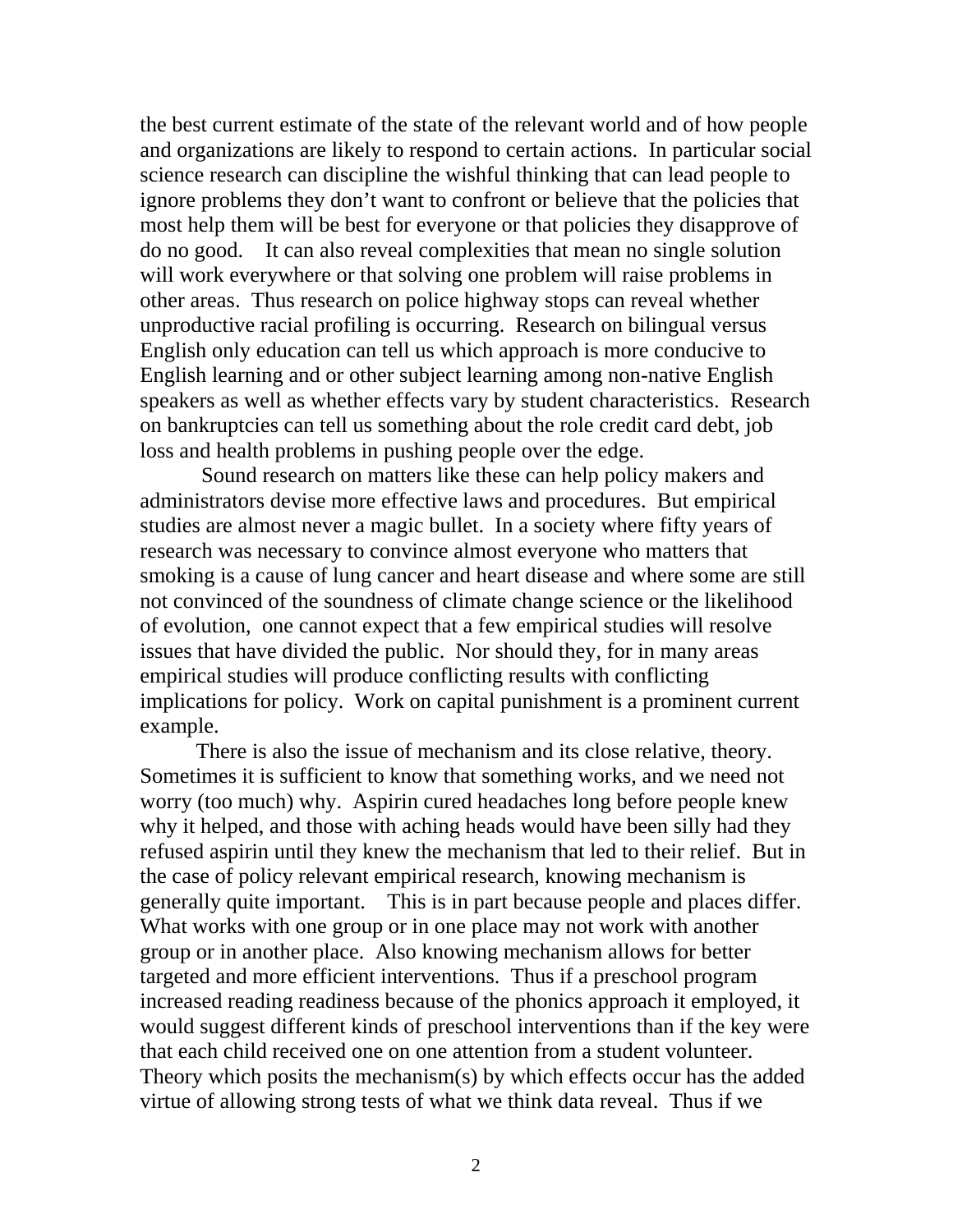the best current estimate of the state of the relevant world and of how people and organizations are likely to respond to certain actions. In particular social science research can discipline the wishful thinking that can lead people to ignore problems they don't want to confront or believe that the policies that most help them will be best for everyone or that policies they disapprove of do no good. It can also reveal complexities that mean no single solution will work everywhere or that solving one problem will raise problems in other areas. Thus research on police highway stops can reveal whether unproductive racial profiling is occurring. Research on bilingual versus English only education can tell us which approach is more conducive to English learning and or other subject learning among non-native English speakers as well as whether effects vary by student characteristics. Research on bankruptcies can tell us something about the role credit card debt, job loss and health problems in pushing people over the edge.

Sound research on matters like these can help policy makers and administrators devise more effective laws and procedures. But empirical studies are almost never a magic bullet. In a society where fifty years of research was necessary to convince almost everyone who matters that smoking is a cause of lung cancer and heart disease and where some are still not convinced of the soundness of climate change science or the likelihood of evolution, one cannot expect that a few empirical studies will resolve issues that have divided the public. Nor should they, for in many areas empirical studies will produce conflicting results with conflicting implications for policy. Work on capital punishment is a prominent current example.

There is also the issue of mechanism and its close relative, theory. Sometimes it is sufficient to know that something works, and we need not worry (too much) why. Aspirin cured headaches long before people knew why it helped, and those with aching heads would have been silly had they refused aspirin until they knew the mechanism that led to their relief. But in the case of policy relevant empirical research, knowing mechanism is generally quite important. This is in part because people and places differ. What works with one group or in one place may not work with another group or in another place. Also knowing mechanism allows for better targeted and more efficient interventions. Thus if a preschool program increased reading readiness because of the phonics approach it employed, it would suggest different kinds of preschool interventions than if the key were that each child received one on one attention from a student volunteer. Theory which posits the mechanism(s) by which effects occur has the added virtue of allowing strong tests of what we think data reveal. Thus if we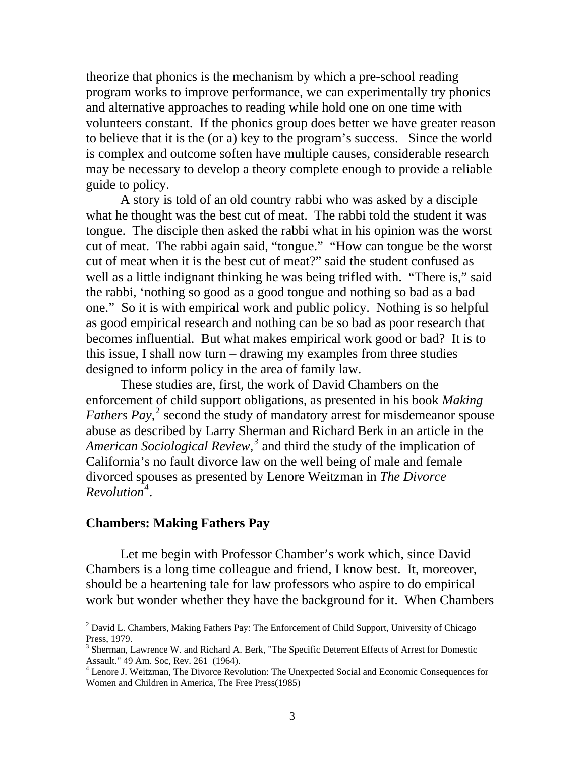theorize that phonics is the mechanism by which a pre-school reading program works to improve performance, we can experimentally try phonics and alternative approaches to reading while hold one on one time with volunteers constant. If the phonics group does better we have greater reason to believe that it is the (or a) key to the program's success. Since the world is complex and outcome soften have multiple causes, considerable research may be necessary to develop a theory complete enough to provide a reliable guide to policy.

A story is told of an old country rabbi who was asked by a disciple what he thought was the best cut of meat. The rabbi told the student it was tongue. The disciple then asked the rabbi what in his opinion was the worst cut of meat. The rabbi again said, "tongue." "How can tongue be the worst cut of meat when it is the best cut of meat?" said the student confused as well as a little indignant thinking he was being trifled with. "There is," said the rabbi, 'nothing so good as a good tongue and nothing so bad as a bad one." So it is with empirical work and public policy. Nothing is so helpful as good empirical research and nothing can be so bad as poor research that becomes influential. But what makes empirical work good or bad? It is to this issue, I shall now turn – drawing my examples from three studies designed to inform policy in the area of family law.

These studies are, first, the work of David Chambers on the enforcement of child support obligations, as presented in his book *Making Fathers Pay,*[2] second the study of mandatory arrest for misdemeanor spouse abuse as described by Larry Sherman and Richard Berk in an article in the *American Sociological Review,*[3] and third the study of the implication of California's no fault divorce law on the well being of male and female divorced spouses as presented by Lenore Weitzman in *The Divorce Revolution*[4].

## Chambers: Making Fathers Pay

Let me begin with Professor Chamber's work which, since David Chambers is a long time colleague and friend, I know best. It, moreover, should be a heartening tale for law professors who aspire to do empirical work but wonder whether they have the background for it. When Chambers

---

[2] David L. Chambers, Making Fathers Pay: The Enforcement of Child Support, University of Chicago Press, 1979.

[3] Sherman, Lawrence W. and Richard A. Berk, "The Specific Deterrent Effects of Arrest for Domestic Assault." 49 Am. Soc, Rev. 261 (1964).

[4] Lenore J. Weitzman, The Divorce Revolution: The Unexpected Social and Economic Consequences for Women and Children in America, The Free Press(1985)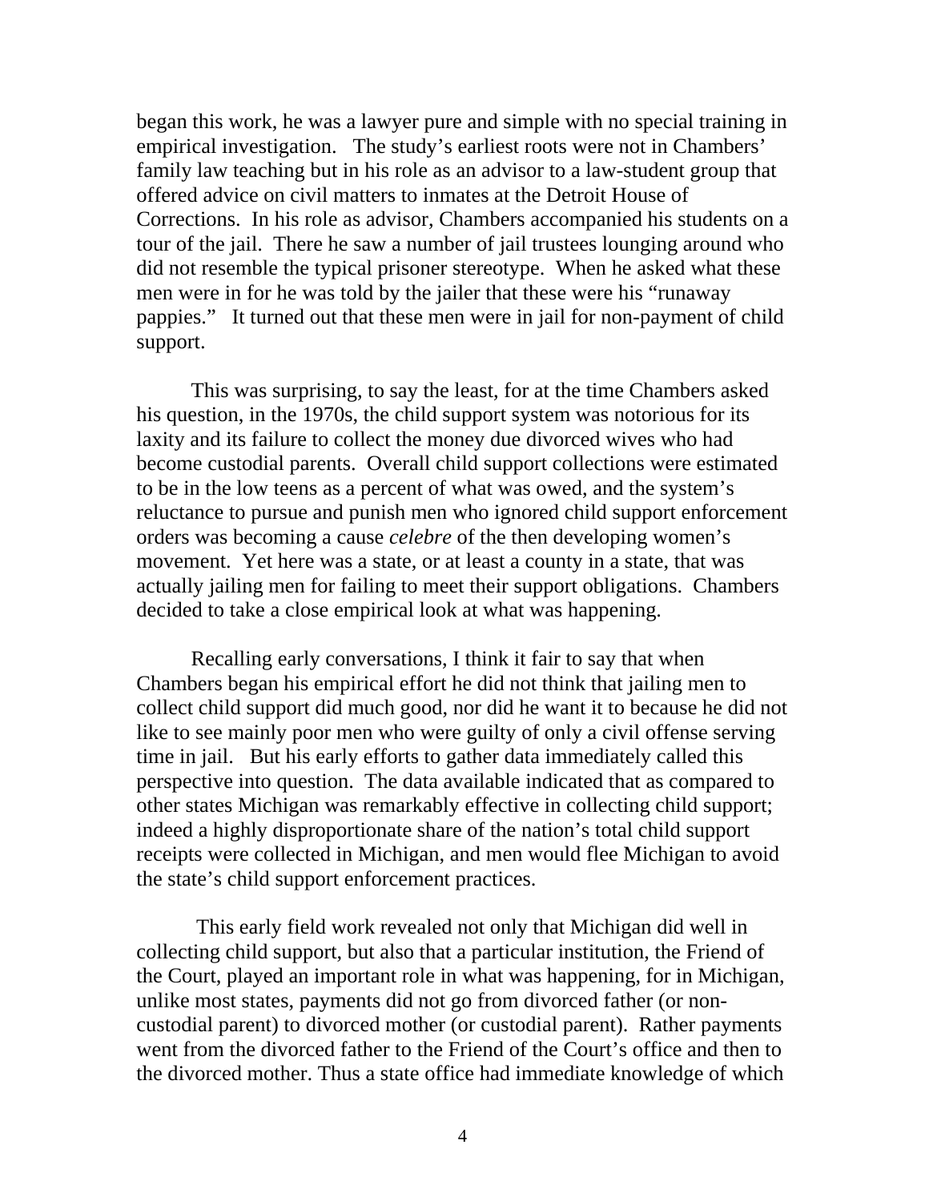began this work, he was a lawyer pure and simple with no special training in empirical investigation. The study's earliest roots were not in Chambers' family law teaching but in his role as an advisor to a law-student group that offered advice on civil matters to inmates at the Detroit House of Corrections. In his role as advisor, Chambers accompanied his students on a tour of the jail. There he saw a number of jail trustees lounging around who did not resemble the typical prisoner stereotype. When he asked what these men were in for he was told by the jailer that these were his "runaway pappies." It turned out that these men were in jail for non-payment of child support.

This was surprising, to say the least, for at the time Chambers asked his question, in the 1970s, the child support system was notorious for its laxity and its failure to collect the money due divorced wives who had become custodial parents. Overall child support collections were estimated to be in the low teens as a percent of what was owed, and the system's reluctance to pursue and punish men who ignored child support enforcement orders was becoming a cause *celebre* of the then developing women's movement. Yet here was a state, or at least a county in a state, that was actually jailing men for failing to meet their support obligations. Chambers decided to take a close empirical look at what was happening.

Recalling early conversations, I think it fair to say that when Chambers began his empirical effort he did not think that jailing men to collect child support did much good, nor did he want it to because he did not like to see mainly poor men who were guilty of only a civil offense serving time in jail. But his early efforts to gather data immediately called this perspective into question. The data available indicated that as compared to other states Michigan was remarkably effective in collecting child support; indeed a highly disproportionate share of the nation's total child support receipts were collected in Michigan, and men would flee Michigan to avoid the state's child support enforcement practices.

This early field work revealed not only that Michigan did well in collecting child support, but also that a particular institution, the Friend of the Court, played an important role in what was happening, for in Michigan, unlike most states, payments did not go from divorced father (or non-custodial parent) to divorced mother (or custodial parent). Rather payments went from the divorced father to the Friend of the Court's office and then to the divorced mother. Thus a state office had immediate knowledge of which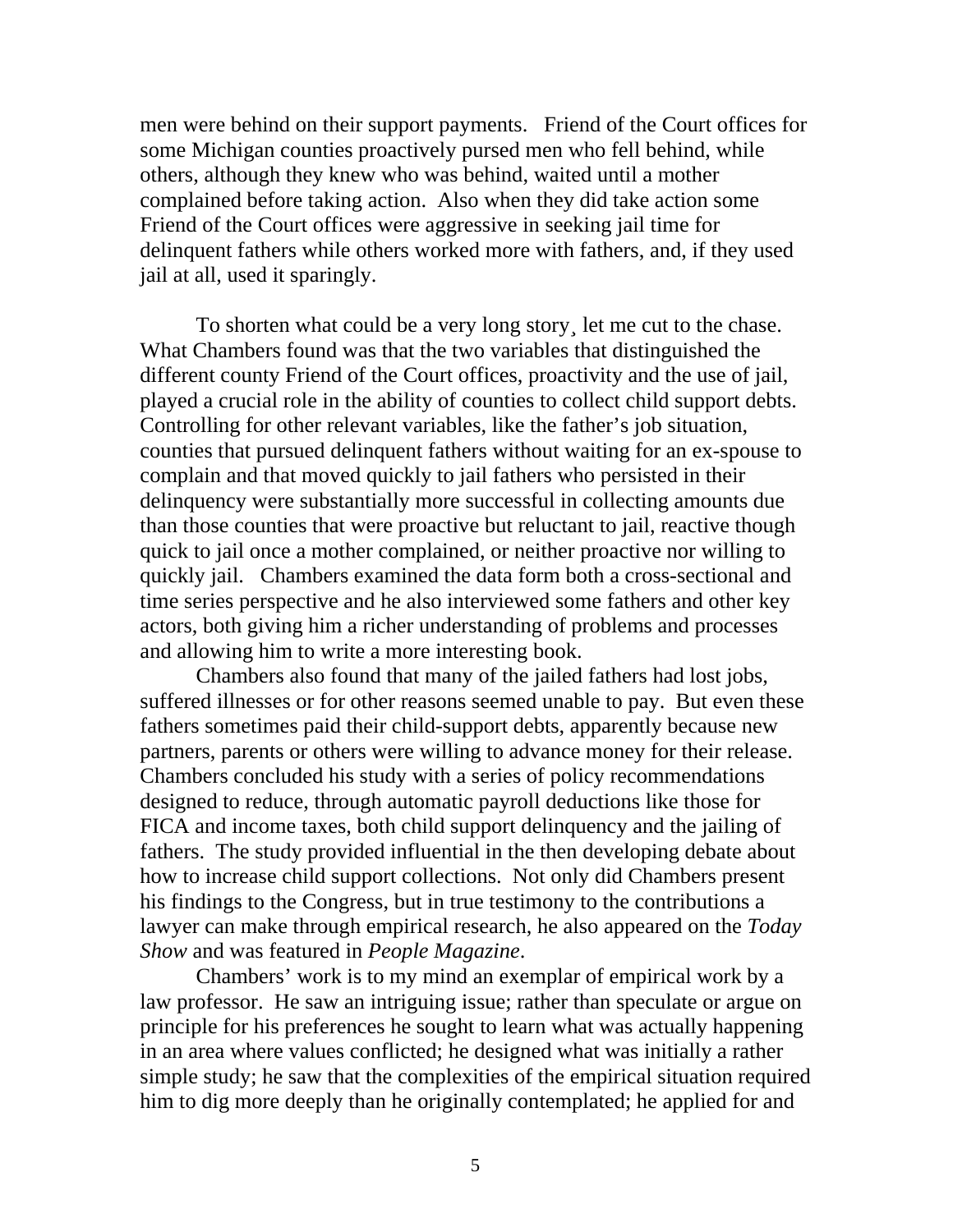men were behind on their support payments. Friend of the Court offices for some Michigan counties proactively pursed men who fell behind, while others, although they knew who was behind, waited until a mother complained before taking action. Also when they did take action some Friend of the Court offices were aggressive in seeking jail time for delinquent fathers while others worked more with fathers, and, if they used jail at all, used it sparingly.

To shorten what could be a very long story¸ let me cut to the chase. What Chambers found was that the two variables that distinguished the different county Friend of the Court offices, proactivity and the use of jail, played a crucial role in the ability of counties to collect child support debts. Controlling for other relevant variables, like the father's job situation, counties that pursued delinquent fathers without waiting for an ex-spouse to complain and that moved quickly to jail fathers who persisted in their delinquency were substantially more successful in collecting amounts due than those counties that were proactive but reluctant to jail, reactive though quick to jail once a mother complained, or neither proactive nor willing to quickly jail. Chambers examined the data form both a cross-sectional and time series perspective and he also interviewed some fathers and other key actors, both giving him a richer understanding of problems and processes and allowing him to write a more interesting book.

Chambers also found that many of the jailed fathers had lost jobs, suffered illnesses or for other reasons seemed unable to pay. But even these fathers sometimes paid their child-support debts, apparently because new partners, parents or others were willing to advance money for their release. Chambers concluded his study with a series of policy recommendations designed to reduce, through automatic payroll deductions like those for FICA and income taxes, both child support delinquency and the jailing of fathers. The study provided influential in the then developing debate about how to increase child support collections. Not only did Chambers present his findings to the Congress, but in true testimony to the contributions a lawyer can make through empirical research, he also appeared on the *Today Show* and was featured in *People Magazine*.

Chambers' work is to my mind an exemplar of empirical work by a law professor. He saw an intriguing issue; rather than speculate or argue on principle for his preferences he sought to learn what was actually happening in an area where values conflicted; he designed what was initially a rather simple study; he saw that the complexities of the empirical situation required him to dig more deeply than he originally contemplated; he applied for and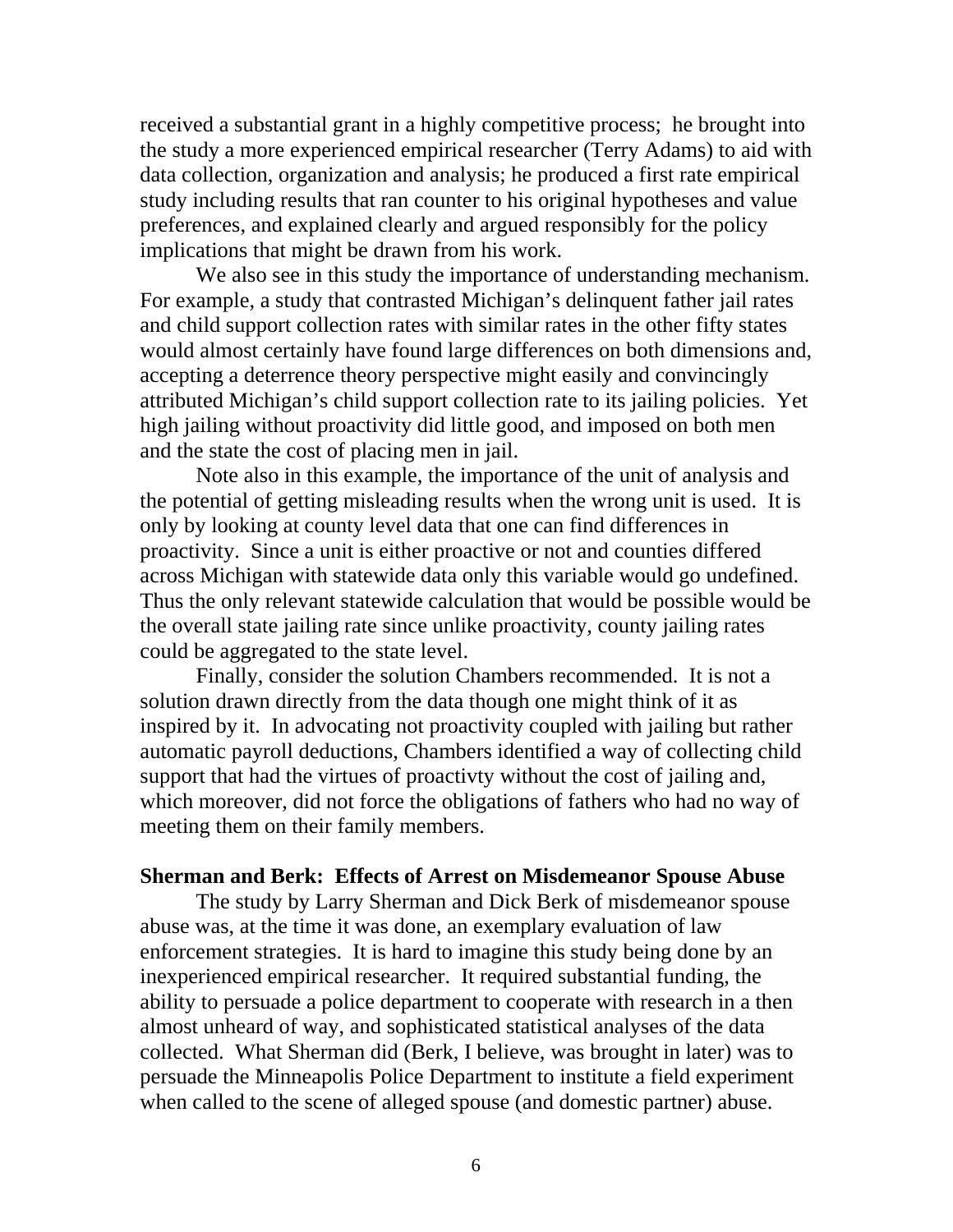received a substantial grant in a highly competitive process; he brought into the study a more experienced empirical researcher (Terry Adams) to aid with data collection, organization and analysis; he produced a first rate empirical study including results that ran counter to his original hypotheses and value preferences, and explained clearly and argued responsibly for the policy implications that might be drawn from his work.

We also see in this study the importance of understanding mechanism. For example, a study that contrasted Michigan's delinquent father jail rates and child support collection rates with similar rates in the other fifty states would almost certainly have found large differences on both dimensions and, accepting a deterrence theory perspective might easily and convincingly attributed Michigan's child support collection rate to its jailing policies. Yet high jailing without proactivity did little good, and imposed on both men and the state the cost of placing men in jail.

Note also in this example, the importance of the unit of analysis and the potential of getting misleading results when the wrong unit is used. It is only by looking at county level data that one can find differences in proactivity. Since a unit is either proactive or not and counties differed across Michigan with statewide data only this variable would go undefined. Thus the only relevant statewide calculation that would be possible would be the overall state jailing rate since unlike proactivity, county jailing rates could be aggregated to the state level.

Finally, consider the solution Chambers recommended. It is not a solution drawn directly from the data though one might think of it as inspired by it. In advocating not proactivity coupled with jailing but rather automatic payroll deductions, Chambers identified a way of collecting child support that had the virtues of proactivty without the cost of jailing and, which moreover, did not force the obligations of fathers who had no way of meeting them on their family members.

**Sherman and Berk: Effects of Arrest on Misdemeanor Spouse Abuse**

The study by Larry Sherman and Dick Berk of misdemeanor spouse abuse was, at the time it was done, an exemplary evaluation of law enforcement strategies. It is hard to imagine this study being done by an inexperienced empirical researcher. It required substantial funding, the ability to persuade a police department to cooperate with research in a then almost unheard of way, and sophisticated statistical analyses of the data collected. What Sherman did (Berk, I believe, was brought in later) was to persuade the Minneapolis Police Department to institute a field experiment when called to the scene of alleged spouse (and domestic partner) abuse.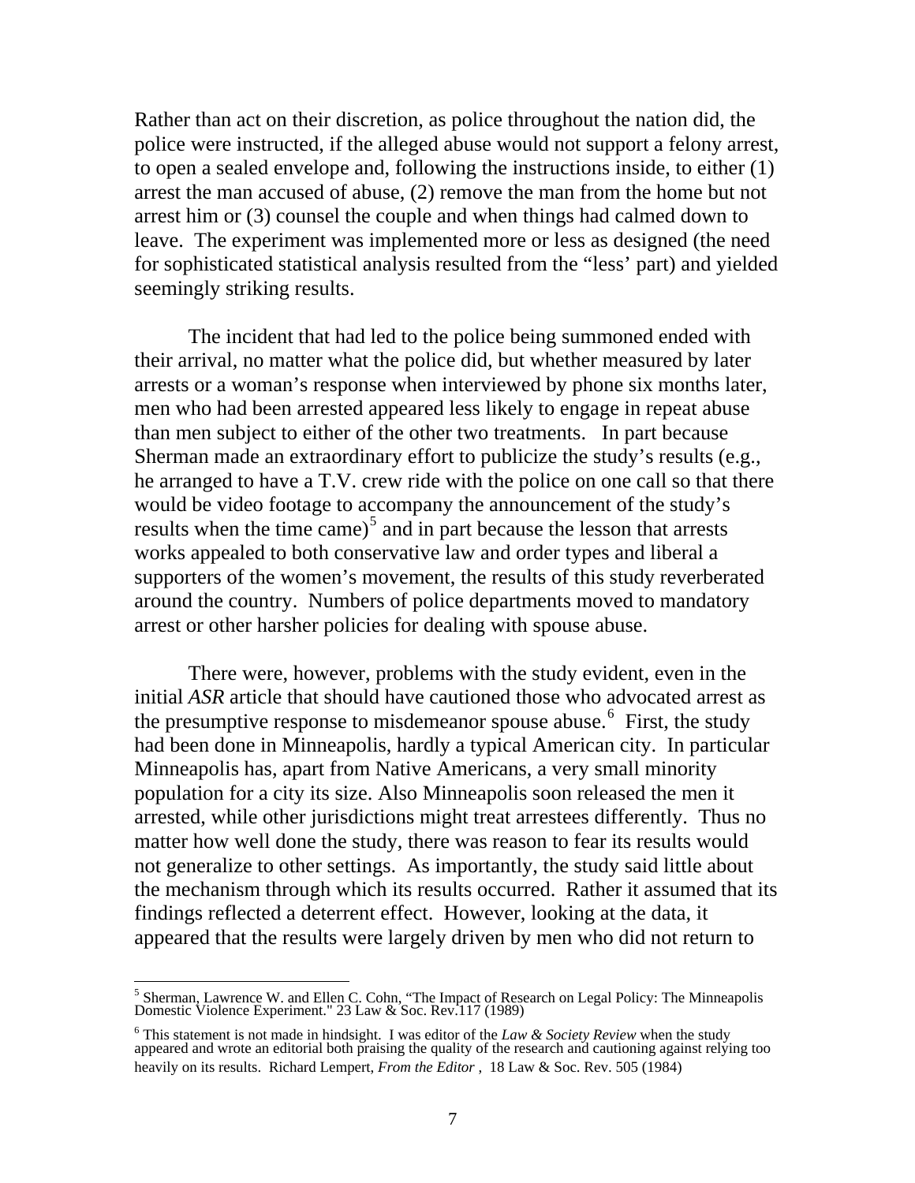Rather than act on their discretion, as police throughout the nation did, the police were instructed, if the alleged abuse would not support a felony arrest, to open a sealed envelope and, following the instructions inside, to either (1) arrest the man accused of abuse, (2) remove the man from the home but not arrest him or (3) counsel the couple and when things had calmed down to leave. The experiment was implemented more or less as designed (the need for sophisticated statistical analysis resulted from the "less' part) and yielded seemingly striking results.

The incident that had led to the police being summoned ended with their arrival, no matter what the police did, but whether measured by later arrests or a woman's response when interviewed by phone six months later, men who had been arrested appeared less likely to engage in repeat abuse than men subject to either of the other two treatments. In part because Sherman made an extraordinary effort to publicize the study's results (e.g., he arranged to have a T.V. crew ride with the police on one call so that there would be video footage to accompany the announcement of the study's results when the time came)[5] and in part because the lesson that arrests works appealed to both conservative law and order types and liberal a supporters of the women's movement, the results of this study reverberated around the country. Numbers of police departments moved to mandatory arrest or other harsher policies for dealing with spouse abuse.

There were, however, problems with the study evident, even in the initial *ASR* article that should have cautioned those who advocated arrest as the presumptive response to misdemeanor spouse abuse.[6] First, the study had been done in Minneapolis, hardly a typical American city. In particular Minneapolis has, apart from Native Americans, a very small minority population for a city its size. Also Minneapolis soon released the men it arrested, while other jurisdictions might treat arrestees differently. Thus no matter how well done the study, there was reason to fear its results would not generalize to other settings. As importantly, the study said little about the mechanism through which its results occurred. Rather it assumed that its findings reflected a deterrent effect. However, looking at the data, it appeared that the results were largely driven by men who did not return to

---

[5] Sherman, Lawrence W. and Ellen C. Cohn, "The Impact of Research on Legal Policy: The Minneapolis Domestic Violence Experiment." 23 Law & Soc. Rev.117 (1989)

[6] This statement is not made in hindsight. I was editor of the *Law & Society Review* when the study appeared and wrote an editorial both praising the quality of the research and cautioning against relying too heavily on its results. Richard Lempert, *From the Editor* , 18 Law & Soc. Rev. 505 (1984)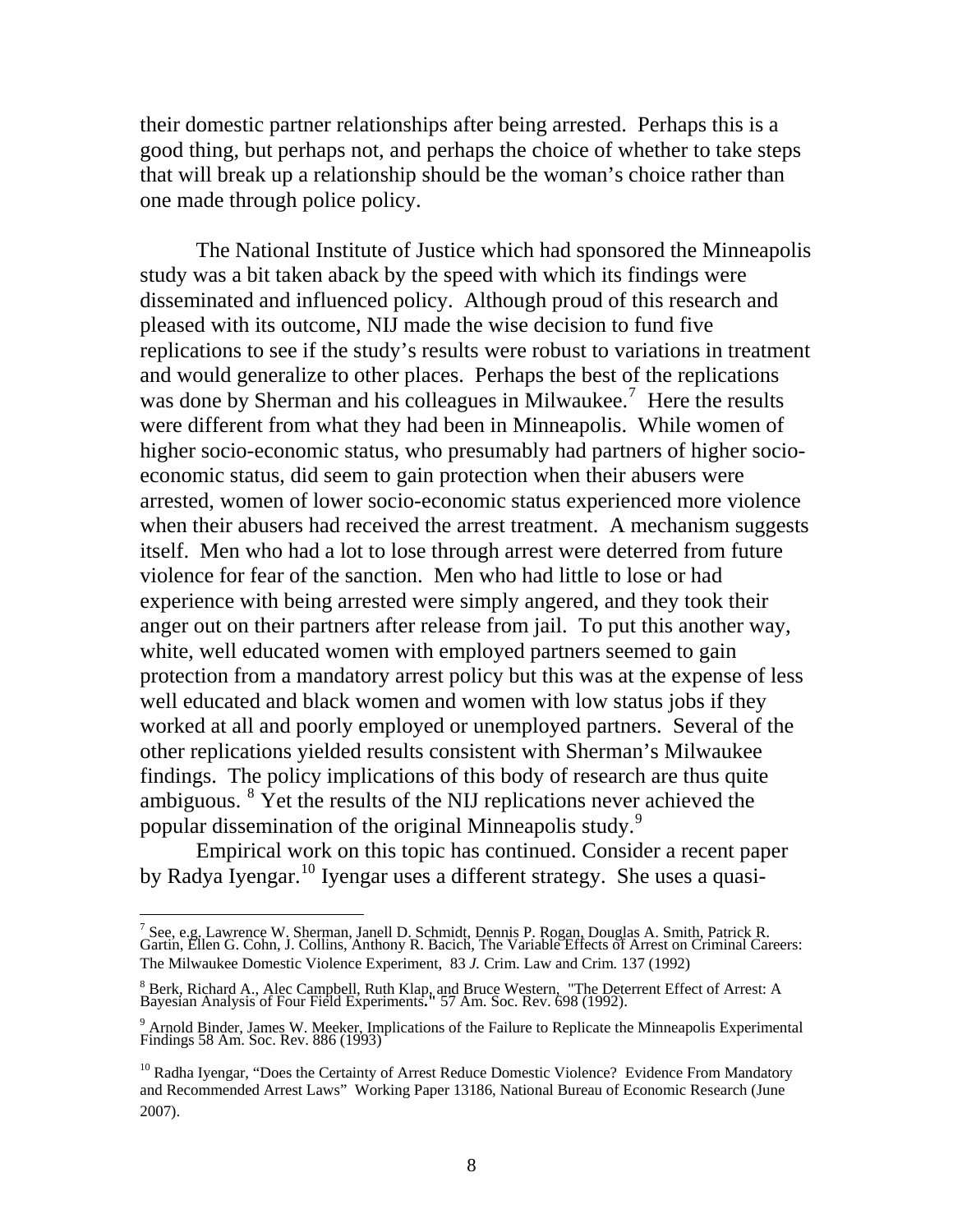their domestic partner relationships after being arrested. Perhaps this is a good thing, but perhaps not, and perhaps the choice of whether to take steps that will break up a relationship should be the woman's choice rather than one made through police policy.

The National Institute of Justice which had sponsored the Minneapolis study was a bit taken aback by the speed with which its findings were disseminated and influenced policy. Although proud of this research and pleased with its outcome, NIJ made the wise decision to fund five replications to see if the study's results were robust to variations in treatment and would generalize to other places. Perhaps the best of the replications was done by Sherman and his colleagues in Milwaukee.[7] Here the results were different from what they had been in Minneapolis. While women of higher socio-economic status, who presumably had partners of higher socio-economic status, did seem to gain protection when their abusers were arrested, women of lower socio-economic status experienced more violence when their abusers had received the arrest treatment. A mechanism suggests itself. Men who had a lot to lose through arrest were deterred from future violence for fear of the sanction. Men who had little to lose or had experience with being arrested were simply angered, and they took their anger out on their partners after release from jail. To put this another way, white, well educated women with employed partners seemed to gain protection from a mandatory arrest policy but this was at the expense of less well educated and black women and women with low status jobs if they worked at all and poorly employed or unemployed partners. Several of the other replications yielded results consistent with Sherman's Milwaukee findings. The policy implications of this body of research are thus quite ambiguous. [8] Yet the results of the NIJ replications never achieved the popular dissemination of the original Minneapolis study.[9]

Empirical work on this topic has continued. Consider a recent paper by Radya Iyengar.[10] Iyengar uses a different strategy. She uses a quasi-

---

[7] See, e.g. Lawrence W. Sherman, Janell D. Schmidt, Dennis P. Rogan, Douglas A. Smith, Patrick R. Gartin, Ellen G. Cohn, J. Collins, Anthony R. Bacich, The Variable Effects of Arrest on Criminal Careers: The Milwaukee Domestic Violence Experiment, 83 *J.* Crim. Law and Crim*.* 137 (1992)

[8] Berk, Richard A., Alec Campbell, Ruth Klap, and Bruce Western, "The Deterrent Effect of Arrest: A Bayesian Analysis of Four Field Experiments**."** 57 Am. Soc. Rev. 698 (1992).

[9] Arnold Binder, James W. Meeker, Implications of the Failure to Replicate the Minneapolis Experimental Findings 58 Am. Soc. Rev. 886 (1993)

[10] Radha Iyengar, "Does the Certainty of Arrest Reduce Domestic Violence? Evidence From Mandatory and Recommended Arrest Laws" Working Paper 13186, National Bureau of Economic Research (June 2007).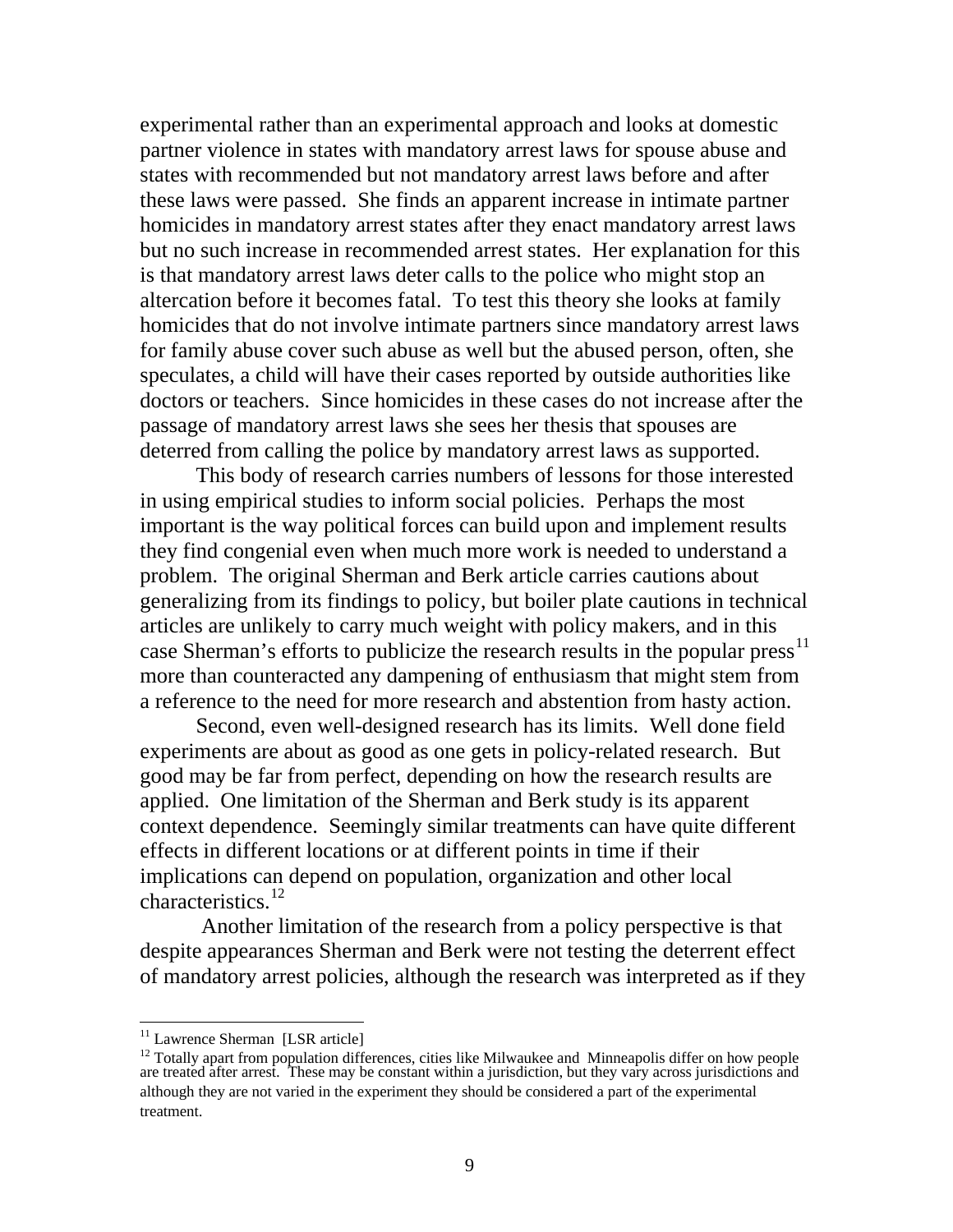experimental rather than an experimental approach and looks at domestic partner violence in states with mandatory arrest laws for spouse abuse and states with recommended but not mandatory arrest laws before and after these laws were passed. She finds an apparent increase in intimate partner homicides in mandatory arrest states after they enact mandatory arrest laws but no such increase in recommended arrest states. Her explanation for this is that mandatory arrest laws deter calls to the police who might stop an altercation before it becomes fatal. To test this theory she looks at family homicides that do not involve intimate partners since mandatory arrest laws for family abuse cover such abuse as well but the abused person, often, she speculates, a child will have their cases reported by outside authorities like doctors or teachers. Since homicides in these cases do not increase after the passage of mandatory arrest laws she sees her thesis that spouses are deterred from calling the police by mandatory arrest laws as supported.

This body of research carries numbers of lessons for those interested in using empirical studies to inform social policies. Perhaps the most important is the way political forces can build upon and implement results they find congenial even when much more work is needed to understand a problem. The original Sherman and Berk article carries cautions about generalizing from its findings to policy, but boiler plate cautions in technical articles are unlikely to carry much weight with policy makers, and in this case Sherman's efforts to publicize the research results in the popular press[11] more than counteracted any dampening of enthusiasm that might stem from a reference to the need for more research and abstention from hasty action.

Second, even well-designed research has its limits. Well done field experiments are about as good as one gets in policy-related research. But good may be far from perfect, depending on how the research results are applied. One limitation of the Sherman and Berk study is its apparent context dependence. Seemingly similar treatments can have quite different effects in different locations or at different points in time if their implications can depend on population, organization and other local characteristics.[12]

Another limitation of the research from a policy perspective is that despite appearances Sherman and Berk were not testing the deterrent effect of mandatory arrest policies, although the research was interpreted as if they

---

[11] Lawrence Sherman [LSR article]

[12] Totally apart from population differences, cities like Milwaukee and Minneapolis differ on how people are treated after arrest. These may be constant within a jurisdiction, but they vary across jurisdictions and although they are not varied in the experiment they should be considered a part of the experimental treatment.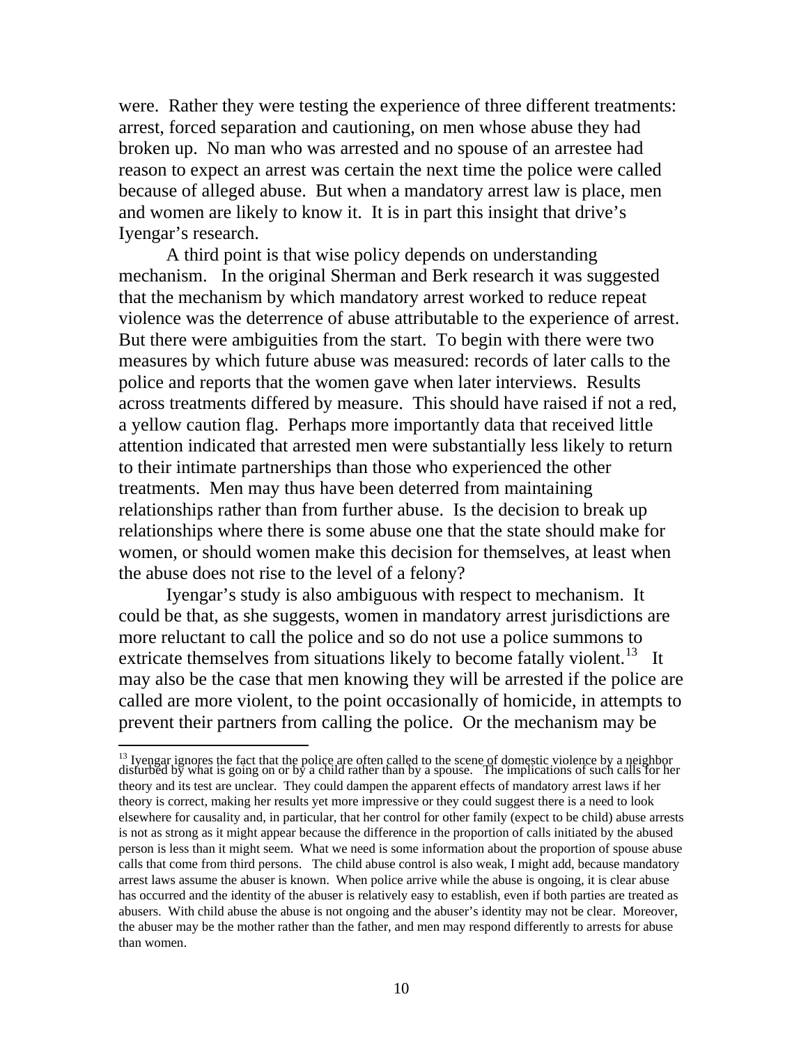were. Rather they were testing the experience of three different treatments: arrest, forced separation and cautioning, on men whose abuse they had broken up. No man who was arrested and no spouse of an arrestee had reason to expect an arrest was certain the next time the police were called because of alleged abuse. But when a mandatory arrest law is place, men and women are likely to know it. It is in part this insight that drive's Iyengar's research.

A third point is that wise policy depends on understanding mechanism. In the original Sherman and Berk research it was suggested that the mechanism by which mandatory arrest worked to reduce repeat violence was the deterrence of abuse attributable to the experience of arrest. But there were ambiguities from the start. To begin with there were two measures by which future abuse was measured: records of later calls to the police and reports that the women gave when later interviews. Results across treatments differed by measure. This should have raised if not a red, a yellow caution flag. Perhaps more importantly data that received little attention indicated that arrested men were substantially less likely to return to their intimate partnerships than those who experienced the other treatments. Men may thus have been deterred from maintaining relationships rather than from further abuse. Is the decision to break up relationships where there is some abuse one that the state should make for women, or should women make this decision for themselves, at least when the abuse does not rise to the level of a felony?

Iyengar's study is also ambiguous with respect to mechanism. It could be that, as she suggests, women in mandatory arrest jurisdictions are more reluctant to call the police and so do not use a police summons to extricate themselves from situations likely to become fatally violent.[13] It may also be the case that men knowing they will be arrested if the police are called are more violent, to the point occasionally of homicide, in attempts to prevent their partners from calling the police. Or the mechanism may be

[13] Iyengar ignores the fact that the police are often called to the scene of domestic violence by a neighbor disturbed by what is going on or by a child rather than by a spouse. The implications of such calls for her theory and its test are unclear. They could dampen the apparent effects of mandatory arrest laws if her theory is correct, making her results yet more impressive or they could suggest there is a need to look elsewhere for causality and, in particular, that her control for other family (expect to be child) abuse arrests is not as strong as it might appear because the difference in the proportion of calls initiated by the abused person is less than it might seem. What we need is some information about the proportion of spouse abuse calls that come from third persons. The child abuse control is also weak, I might add, because mandatory arrest laws assume the abuser is known. When police arrive while the abuse is ongoing, it is clear abuse has occurred and the identity of the abuser is relatively easy to establish, even if both parties are treated as abusers. With child abuse the abuse is not ongoing and the abuser's identity may not be clear. Moreover, the abuser may be the mother rather than the father, and men may respond differently to arrests for abuse than women.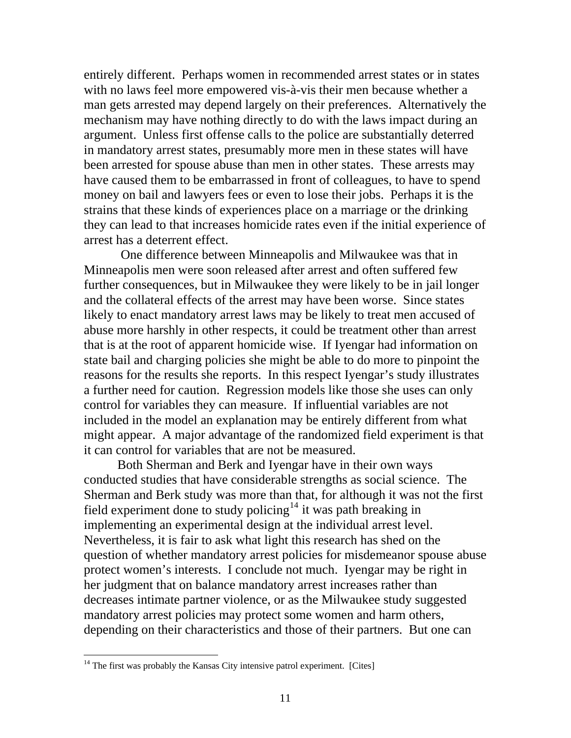entirely different. Perhaps women in recommended arrest states or in states with no laws feel more empowered vis-à-vis their men because whether a man gets arrested may depend largely on their preferences. Alternatively the mechanism may have nothing directly to do with the laws impact during an argument. Unless first offense calls to the police are substantially deterred in mandatory arrest states, presumably more men in these states will have been arrested for spouse abuse than men in other states. These arrests may have caused them to be embarrassed in front of colleagues, to have to spend money on bail and lawyers fees or even to lose their jobs. Perhaps it is the strains that these kinds of experiences place on a marriage or the drinking they can lead to that increases homicide rates even if the initial experience of arrest has a deterrent effect.

One difference between Minneapolis and Milwaukee was that in Minneapolis men were soon released after arrest and often suffered few further consequences, but in Milwaukee they were likely to be in jail longer and the collateral effects of the arrest may have been worse. Since states likely to enact mandatory arrest laws may be likely to treat men accused of abuse more harshly in other respects, it could be treatment other than arrest that is at the root of apparent homicide wise. If Iyengar had information on state bail and charging policies she might be able to do more to pinpoint the reasons for the results she reports. In this respect Iyengar's study illustrates a further need for caution. Regression models like those she uses can only control for variables they can measure. If influential variables are not included in the model an explanation may be entirely different from what might appear. A major advantage of the randomized field experiment is that it can control for variables that are not be measured.

Both Sherman and Berk and Iyengar have in their own ways conducted studies that have considerable strengths as social science. The Sherman and Berk study was more than that, for although it was not the first field experiment done to study policing[14] it was path breaking in implementing an experimental design at the individual arrest level. Nevertheless, it is fair to ask what light this research has shed on the question of whether mandatory arrest policies for misdemeanor spouse abuse protect women's interests. I conclude not much. Iyengar may be right in her judgment that on balance mandatory arrest increases rather than decreases intimate partner violence, or as the Milwaukee study suggested mandatory arrest policies may protect some women and harm others, depending on their characteristics and those of their partners. But one can

[14] The first was probably the Kansas City intensive patrol experiment. [Cites]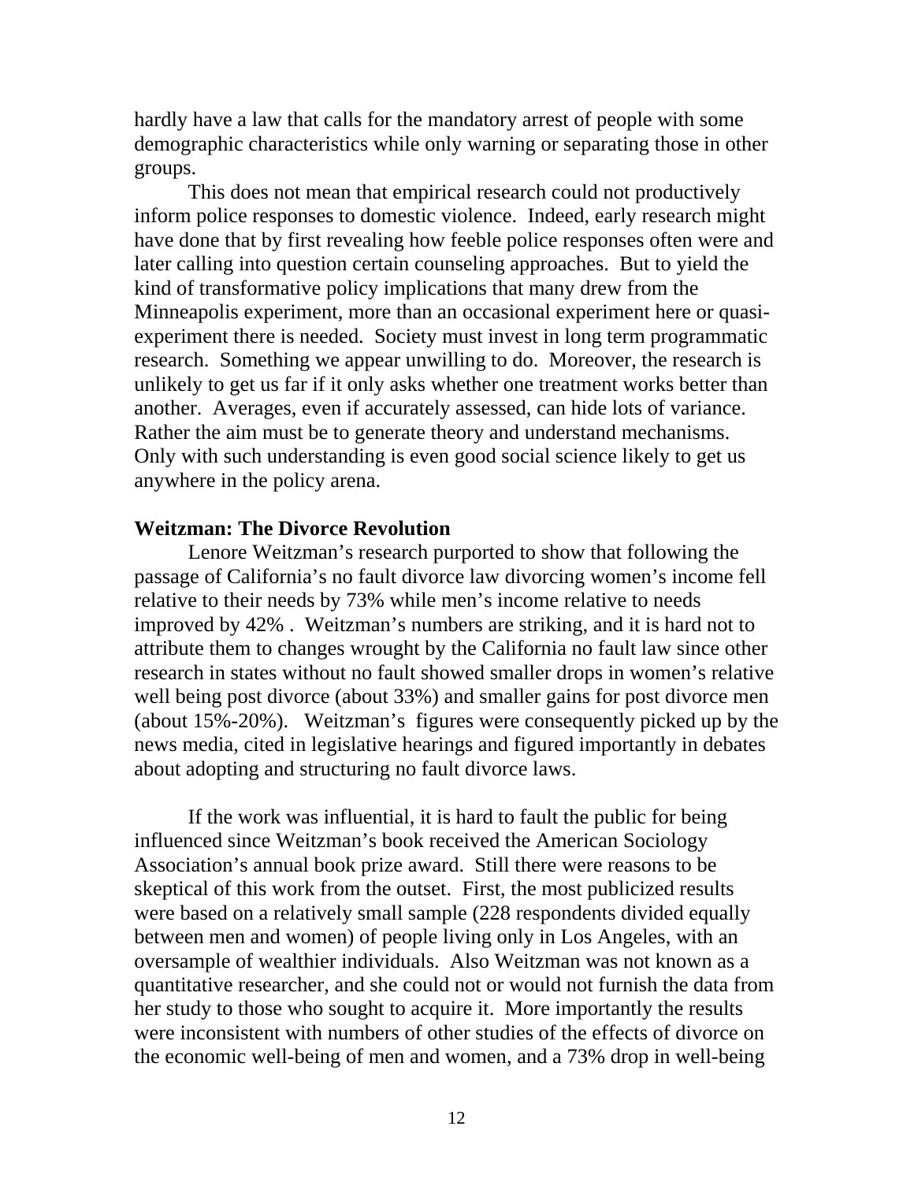hardly have a law that calls for the mandatory arrest of people with some demographic characteristics while only warning or separating those in other groups.

This does not mean that empirical research could not productively inform police responses to domestic violence. Indeed, early research might have done that by first revealing how feeble police responses often were and later calling into question certain counseling approaches. But to yield the kind of transformative policy implications that many drew from the Minneapolis experiment, more than an occasional experiment here or quasi-experiment there is needed. Society must invest in long term programmatic research. Something we appear unwilling to do. Moreover, the research is unlikely to get us far if it only asks whether one treatment works better than another. Averages, even if accurately assessed, can hide lots of variance. Rather the aim must be to generate theory and understand mechanisms. Only with such understanding is even good social science likely to get us anywhere in the policy arena.

**Weitzman: The Divorce Revolution**

Lenore Weitzman's research purported to show that following the passage of California's no fault divorce law divorcing women's income fell relative to their needs by 73% while men's income relative to needs improved by 42% . Weitzman's numbers are striking, and it is hard not to attribute them to changes wrought by the California no fault law since other research in states without no fault showed smaller drops in women's relative well being post divorce (about 33%) and smaller gains for post divorce men (about 15%-20%). Weitzman's figures were consequently picked up by the news media, cited in legislative hearings and figured importantly in debates about adopting and structuring no fault divorce laws.

If the work was influential, it is hard to fault the public for being influenced since Weitzman's book received the American Sociology Association's annual book prize award. Still there were reasons to be skeptical of this work from the outset. First, the most publicized results were based on a relatively small sample (228 respondents divided equally between men and women) of people living only in Los Angeles, with an oversample of wealthier individuals. Also Weitzman was not known as a quantitative researcher, and she could not or would not furnish the data from her study to those who sought to acquire it. More importantly the results were inconsistent with numbers of other studies of the effects of divorce on the economic well-being of men and women, and a 73% drop in well-being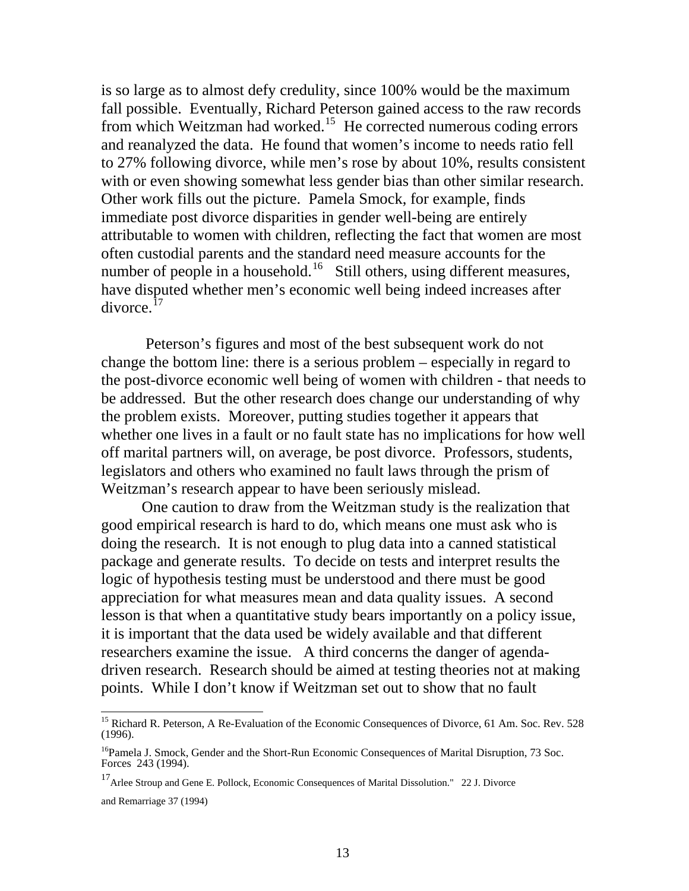is so large as to almost defy credulity, since 100% would be the maximum fall possible. Eventually, Richard Peterson gained access to the raw records from which Weitzman had worked.[15] He corrected numerous coding errors and reanalyzed the data. He found that women's income to needs ratio fell to 27% following divorce, while men's rose by about 10%, results consistent with or even showing somewhat less gender bias than other similar research. Other work fills out the picture. Pamela Smock, for example, finds immediate post divorce disparities in gender well-being are entirely attributable to women with children, reflecting the fact that women are most often custodial parents and the standard need measure accounts for the number of people in a household.[16] Still others, using different measures, have disputed whether men's economic well being indeed increases after divorce.[17]

Peterson's figures and most of the best subsequent work do not change the bottom line: there is a serious problem – especially in regard to the post-divorce economic well being of women with children - that needs to be addressed. But the other research does change our understanding of why the problem exists. Moreover, putting studies together it appears that whether one lives in a fault or no fault state has no implications for how well off marital partners will, on average, be post divorce. Professors, students, legislators and others who examined no fault laws through the prism of Weitzman's research appear to have been seriously mislead.

One caution to draw from the Weitzman study is the realization that good empirical research is hard to do, which means one must ask who is doing the research. It is not enough to plug data into a canned statistical package and generate results. To decide on tests and interpret results the logic of hypothesis testing must be understood and there must be good appreciation for what measures mean and data quality issues. A second lesson is that when a quantitative study bears importantly on a policy issue, it is important that the data used be widely available and that different researchers examine the issue. A third concerns the danger of agenda-driven research. Research should be aimed at testing theories not at making points. While I don't know if Weitzman set out to show that no fault

---

[15] Richard R. Peterson, A Re-Evaluation of the Economic Consequences of Divorce, 61 Am. Soc. Rev. 528 (1996).

[16] Pamela J. Smock, Gender and the Short-Run Economic Consequences of Marital Disruption, 73 Soc. Forces 243 (1994).

[17] Arlee Stroup and Gene E. Pollock, Economic Consequences of Marital Dissolution." 22 J. Divorce and Remarriage 37 (1994)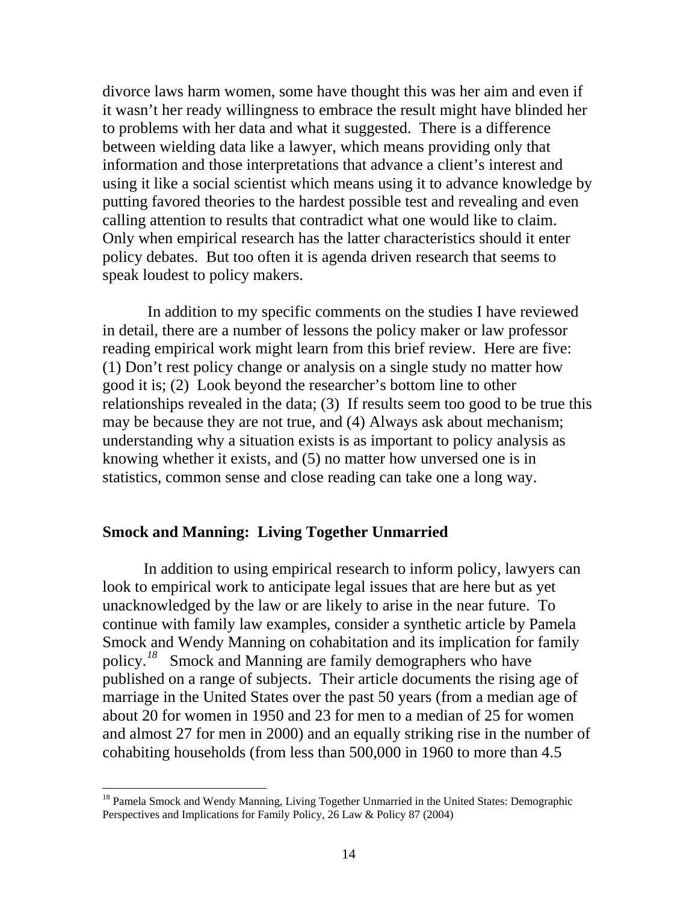divorce laws harm women, some have thought this was her aim and even if it wasn't her ready willingness to embrace the result might have blinded her to problems with her data and what it suggested. There is a difference between wielding data like a lawyer, which means providing only that information and those interpretations that advance a client's interest and using it like a social scientist which means using it to advance knowledge by putting favored theories to the hardest possible test and revealing and even calling attention to results that contradict what one would like to claim. Only when empirical research has the latter characteristics should it enter policy debates. But too often it is agenda driven research that seems to speak loudest to policy makers.

In addition to my specific comments on the studies I have reviewed in detail, there are a number of lessons the policy maker or law professor reading empirical work might learn from this brief review. Here are five: (1) Don't rest policy change or analysis on a single study no matter how good it is; (2) Look beyond the researcher's bottom line to other relationships revealed in the data; (3) If results seem too good to be true this may be because they are not true, and (4) Always ask about mechanism; understanding why a situation exists is as important to policy analysis as knowing whether it exists, and (5) no matter how unversed one is in statistics, common sense and close reading can take one a long way.

## Smock and Manning: Living Together Unmarried

In addition to using empirical research to inform policy, lawyers can look to empirical work to anticipate legal issues that are here but as yet unacknowledged by the law or are likely to arise in the near future. To continue with family law examples, consider a synthetic article by Pamela Smock and Wendy Manning on cohabitation and its implication for family policy.[18] Smock and Manning are family demographers who have published on a range of subjects. Their article documents the rising age of marriage in the United States over the past 50 years (from a median age of about 20 for women in 1950 and 23 for men to a median of 25 for women and almost 27 for men in 2000) and an equally striking rise in the number of cohabiting households (from less than 500,000 in 1960 to more than 4.5

---

[18] Pamela Smock and Wendy Manning, Living Together Unmarried in the United States: Demographic Perspectives and Implications for Family Policy, 26 Law & Policy 87 (2004)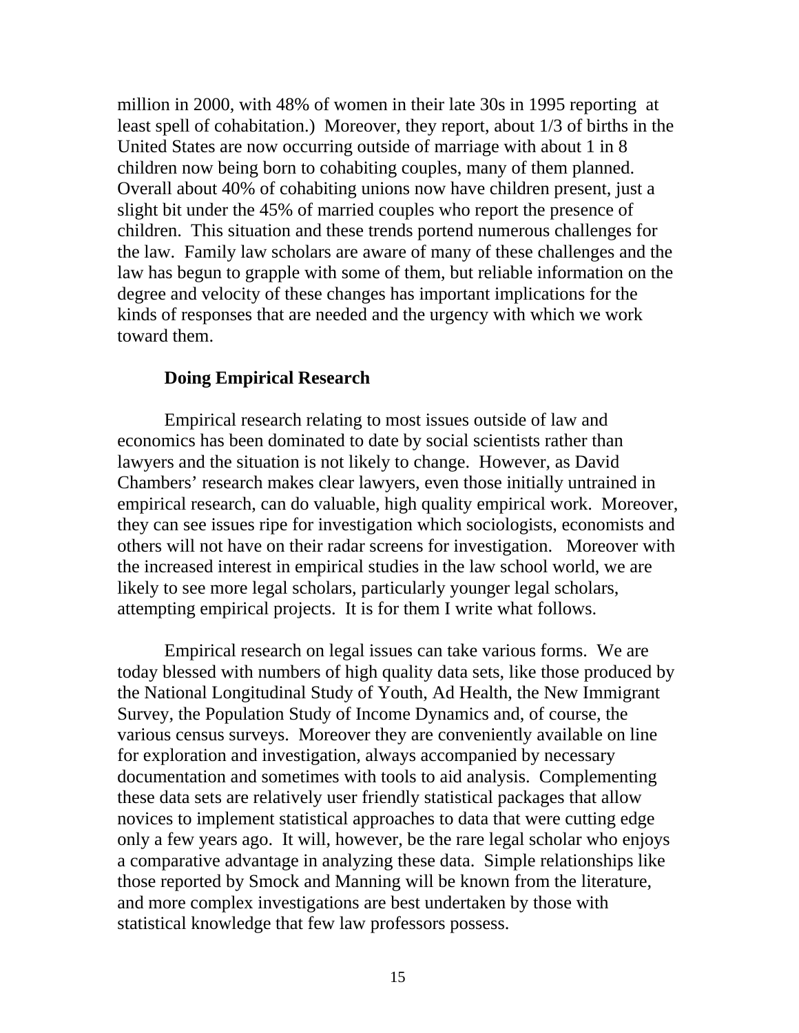million in 2000, with 48% of women in their late 30s in 1995 reporting at least spell of cohabitation.) Moreover, they report, about 1/3 of births in the United States are now occurring outside of marriage with about 1 in 8 children now being born to cohabiting couples, many of them planned. Overall about 40% of cohabiting unions now have children present, just a slight bit under the 45% of married couples who report the presence of children. This situation and these trends portend numerous challenges for the law. Family law scholars are aware of many of these challenges and the law has begun to grapple with some of them, but reliable information on the degree and velocity of these changes has important implications for the kinds of responses that are needed and the urgency with which we work toward them.

**Doing Empirical Research**

Empirical research relating to most issues outside of law and economics has been dominated to date by social scientists rather than lawyers and the situation is not likely to change. However, as David Chambers' research makes clear lawyers, even those initially untrained in empirical research, can do valuable, high quality empirical work. Moreover, they can see issues ripe for investigation which sociologists, economists and others will not have on their radar screens for investigation. Moreover with the increased interest in empirical studies in the law school world, we are likely to see more legal scholars, particularly younger legal scholars, attempting empirical projects. It is for them I write what follows.

Empirical research on legal issues can take various forms. We are today blessed with numbers of high quality data sets, like those produced by the National Longitudinal Study of Youth, Ad Health, the New Immigrant Survey, the Population Study of Income Dynamics and, of course, the various census surveys. Moreover they are conveniently available on line for exploration and investigation, always accompanied by necessary documentation and sometimes with tools to aid analysis. Complementing these data sets are relatively user friendly statistical packages that allow novices to implement statistical approaches to data that were cutting edge only a few years ago. It will, however, be the rare legal scholar who enjoys a comparative advantage in analyzing these data. Simple relationships like those reported by Smock and Manning will be known from the literature, and more complex investigations are best undertaken by those with statistical knowledge that few law professors possess.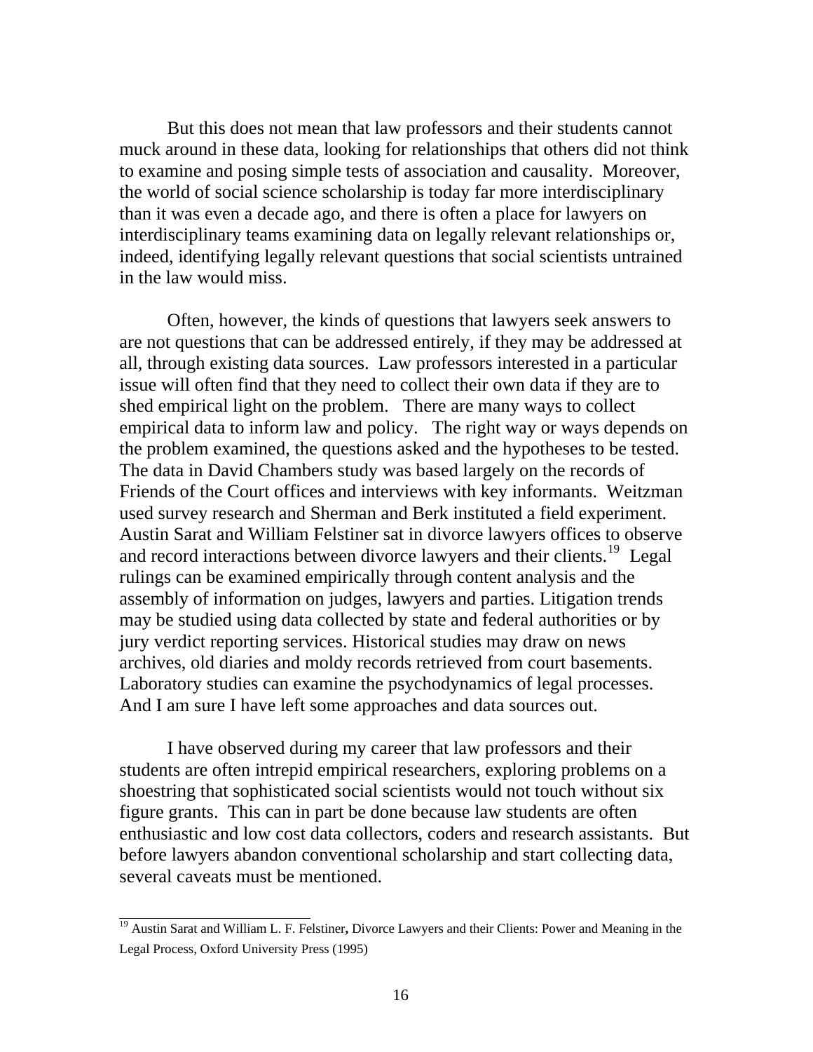But this does not mean that law professors and their students cannot muck around in these data, looking for relationships that others did not think to examine and posing simple tests of association and causality. Moreover, the world of social science scholarship is today far more interdisciplinary than it was even a decade ago, and there is often a place for lawyers on interdisciplinary teams examining data on legally relevant relationships or, indeed, identifying legally relevant questions that social scientists untrained in the law would miss.

Often, however, the kinds of questions that lawyers seek answers to are not questions that can be addressed entirely, if they may be addressed at all, through existing data sources. Law professors interested in a particular issue will often find that they need to collect their own data if they are to shed empirical light on the problem. There are many ways to collect empirical data to inform law and policy. The right way or ways depends on the problem examined, the questions asked and the hypotheses to be tested. The data in David Chambers study was based largely on the records of Friends of the Court offices and interviews with key informants. Weitzman used survey research and Sherman and Berk instituted a field experiment. Austin Sarat and William Felstiner sat in divorce lawyers offices to observe and record interactions between divorce lawyers and their clients.[19] Legal rulings can be examined empirically through content analysis and the assembly of information on judges, lawyers and parties. Litigation trends may be studied using data collected by state and federal authorities or by jury verdict reporting services. Historical studies may draw on news archives, old diaries and moldy records retrieved from court basements. Laboratory studies can examine the psychodynamics of legal processes. And I am sure I have left some approaches and data sources out.

I have observed during my career that law professors and their students are often intrepid empirical researchers, exploring problems on a shoestring that sophisticated social scientists would not touch without six figure grants. This can in part be done because law students are often enthusiastic and low cost data collectors, coders and research assistants. But before lawyers abandon conventional scholarship and start collecting data, several caveats must be mentioned.

---

[19] Austin Sarat and William L. F. Felstiner**,** Divorce Lawyers and their Clients: Power and Meaning in the Legal Process, Oxford University Press (1995)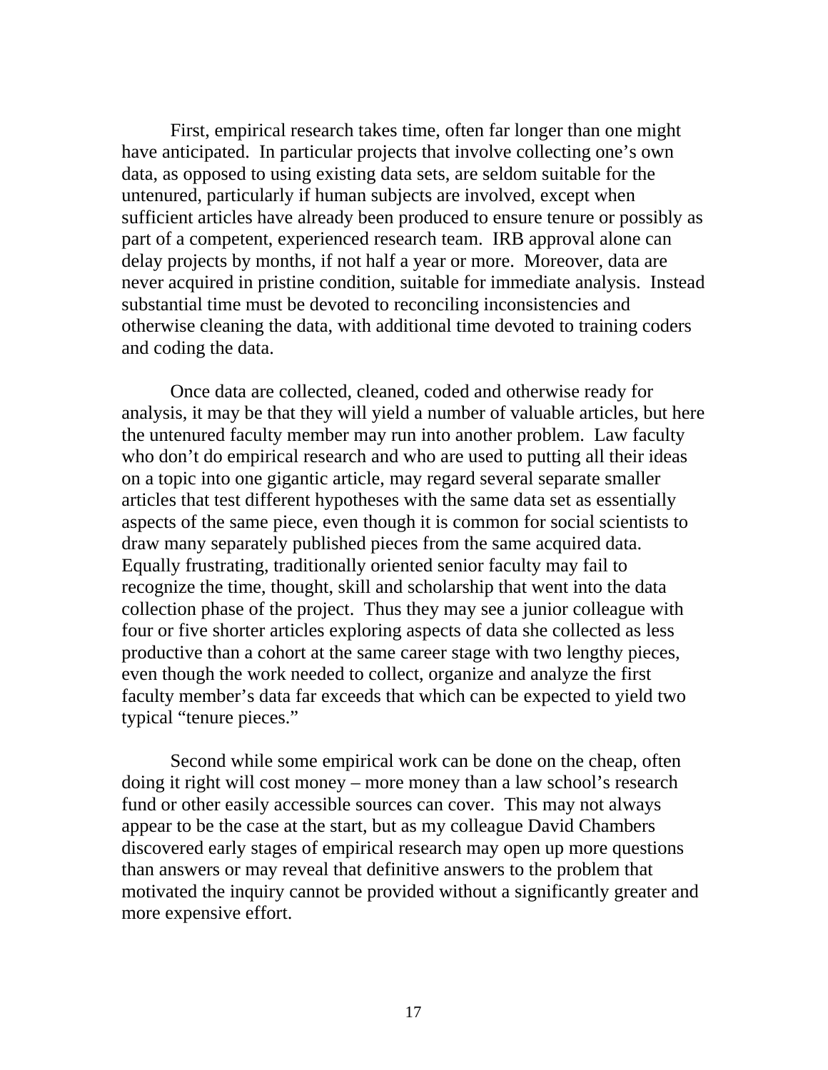First, empirical research takes time, often far longer than one might have anticipated. In particular projects that involve collecting one's own data, as opposed to using existing data sets, are seldom suitable for the untenured, particularly if human subjects are involved, except when sufficient articles have already been produced to ensure tenure or possibly as part of a competent, experienced research team. IRB approval alone can delay projects by months, if not half a year or more. Moreover, data are never acquired in pristine condition, suitable for immediate analysis. Instead substantial time must be devoted to reconciling inconsistencies and otherwise cleaning the data, with additional time devoted to training coders and coding the data.

Once data are collected, cleaned, coded and otherwise ready for analysis, it may be that they will yield a number of valuable articles, but here the untenured faculty member may run into another problem. Law faculty who don't do empirical research and who are used to putting all their ideas on a topic into one gigantic article, may regard several separate smaller articles that test different hypotheses with the same data set as essentially aspects of the same piece, even though it is common for social scientists to draw many separately published pieces from the same acquired data. Equally frustrating, traditionally oriented senior faculty may fail to recognize the time, thought, skill and scholarship that went into the data collection phase of the project. Thus they may see a junior colleague with four or five shorter articles exploring aspects of data she collected as less productive than a cohort at the same career stage with two lengthy pieces, even though the work needed to collect, organize and analyze the first faculty member's data far exceeds that which can be expected to yield two typical "tenure pieces."

Second while some empirical work can be done on the cheap, often doing it right will cost money – more money than a law school's research fund or other easily accessible sources can cover. This may not always appear to be the case at the start, but as my colleague David Chambers discovered early stages of empirical research may open up more questions than answers or may reveal that definitive answers to the problem that motivated the inquiry cannot be provided without a significantly greater and more expensive effort.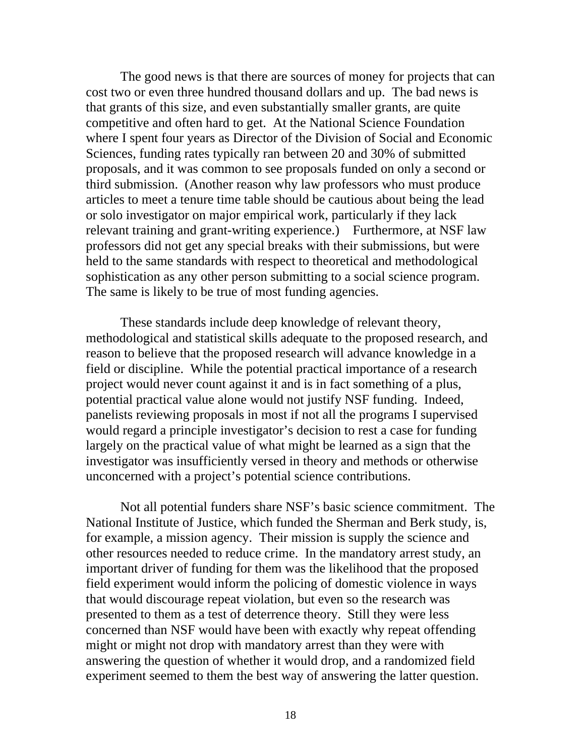The good news is that there are sources of money for projects that can cost two or even three hundred thousand dollars and up. The bad news is that grants of this size, and even substantially smaller grants, are quite competitive and often hard to get. At the National Science Foundation where I spent four years as Director of the Division of Social and Economic Sciences, funding rates typically ran between 20 and 30% of submitted proposals, and it was common to see proposals funded on only a second or third submission. (Another reason why law professors who must produce articles to meet a tenure time table should be cautious about being the lead or solo investigator on major empirical work, particularly if they lack relevant training and grant-writing experience.) Furthermore, at NSF law professors did not get any special breaks with their submissions, but were held to the same standards with respect to theoretical and methodological sophistication as any other person submitting to a social science program. The same is likely to be true of most funding agencies.

These standards include deep knowledge of relevant theory, methodological and statistical skills adequate to the proposed research, and reason to believe that the proposed research will advance knowledge in a field or discipline. While the potential practical importance of a research project would never count against it and is in fact something of a plus, potential practical value alone would not justify NSF funding. Indeed, panelists reviewing proposals in most if not all the programs I supervised would regard a principle investigator's decision to rest a case for funding largely on the practical value of what might be learned as a sign that the investigator was insufficiently versed in theory and methods or otherwise unconcerned with a project's potential science contributions.

Not all potential funders share NSF's basic science commitment. The National Institute of Justice, which funded the Sherman and Berk study, is, for example, a mission agency. Their mission is supply the science and other resources needed to reduce crime. In the mandatory arrest study, an important driver of funding for them was the likelihood that the proposed field experiment would inform the policing of domestic violence in ways that would discourage repeat violation, but even so the research was presented to them as a test of deterrence theory. Still they were less concerned than NSF would have been with exactly why repeat offending might or might not drop with mandatory arrest than they were with answering the question of whether it would drop, and a randomized field experiment seemed to them the best way of answering the latter question.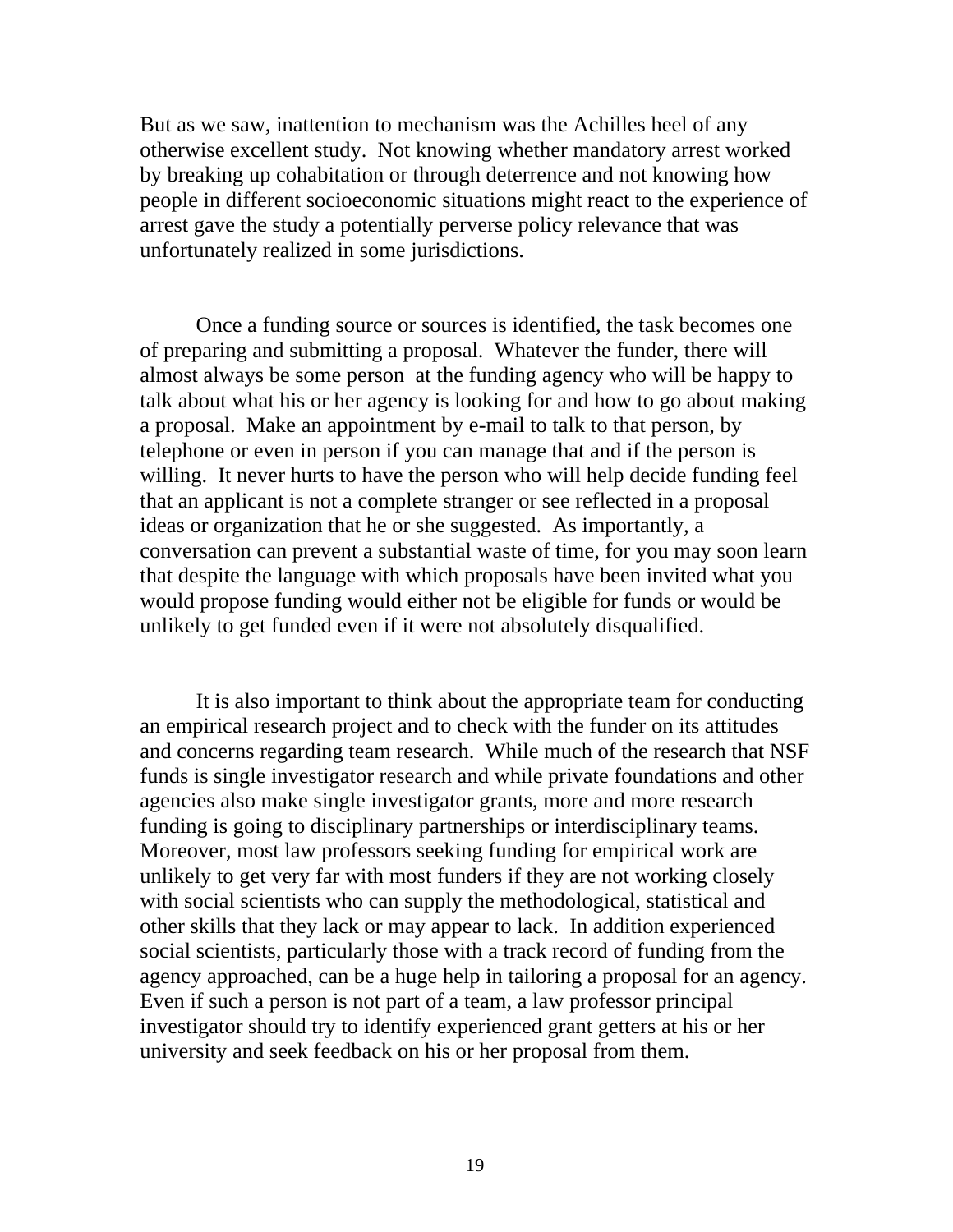But as we saw, inattention to mechanism was the Achilles heel of any otherwise excellent study. Not knowing whether mandatory arrest worked by breaking up cohabitation or through deterrence and not knowing how people in different socioeconomic situations might react to the experience of arrest gave the study a potentially perverse policy relevance that was unfortunately realized in some jurisdictions.

Once a funding source or sources is identified, the task becomes one of preparing and submitting a proposal. Whatever the funder, there will almost always be some person at the funding agency who will be happy to talk about what his or her agency is looking for and how to go about making a proposal. Make an appointment by e-mail to talk to that person, by telephone or even in person if you can manage that and if the person is willing. It never hurts to have the person who will help decide funding feel that an applicant is not a complete stranger or see reflected in a proposal ideas or organization that he or she suggested. As importantly, a conversation can prevent a substantial waste of time, for you may soon learn that despite the language with which proposals have been invited what you would propose funding would either not be eligible for funds or would be unlikely to get funded even if it were not absolutely disqualified.

It is also important to think about the appropriate team for conducting an empirical research project and to check with the funder on its attitudes and concerns regarding team research. While much of the research that NSF funds is single investigator research and while private foundations and other agencies also make single investigator grants, more and more research funding is going to disciplinary partnerships or interdisciplinary teams. Moreover, most law professors seeking funding for empirical work are unlikely to get very far with most funders if they are not working closely with social scientists who can supply the methodological, statistical and other skills that they lack or may appear to lack. In addition experienced social scientists, particularly those with a track record of funding from the agency approached, can be a huge help in tailoring a proposal for an agency. Even if such a person is not part of a team, a law professor principal investigator should try to identify experienced grant getters at his or her university and seek feedback on his or her proposal from them.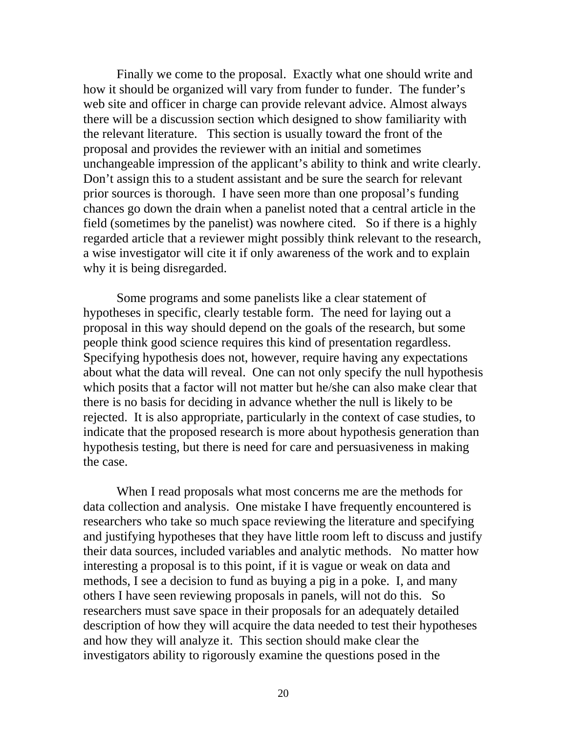Finally we come to the proposal. Exactly what one should write and how it should be organized will vary from funder to funder. The funder's web site and officer in charge can provide relevant advice. Almost always there will be a discussion section which designed to show familiarity with the relevant literature. This section is usually toward the front of the proposal and provides the reviewer with an initial and sometimes unchangeable impression of the applicant's ability to think and write clearly. Don't assign this to a student assistant and be sure the search for relevant prior sources is thorough. I have seen more than one proposal's funding chances go down the drain when a panelist noted that a central article in the field (sometimes by the panelist) was nowhere cited. So if there is a highly regarded article that a reviewer might possibly think relevant to the research, a wise investigator will cite it if only awareness of the work and to explain why it is being disregarded.

Some programs and some panelists like a clear statement of hypotheses in specific, clearly testable form. The need for laying out a proposal in this way should depend on the goals of the research, but some people think good science requires this kind of presentation regardless. Specifying hypothesis does not, however, require having any expectations about what the data will reveal. One can not only specify the null hypothesis which posits that a factor will not matter but he/she can also make clear that there is no basis for deciding in advance whether the null is likely to be rejected. It is also appropriate, particularly in the context of case studies, to indicate that the proposed research is more about hypothesis generation than hypothesis testing, but there is need for care and persuasiveness in making the case.

When I read proposals what most concerns me are the methods for data collection and analysis. One mistake I have frequently encountered is researchers who take so much space reviewing the literature and specifying and justifying hypotheses that they have little room left to discuss and justify their data sources, included variables and analytic methods. No matter how interesting a proposal is to this point, if it is vague or weak on data and methods, I see a decision to fund as buying a pig in a poke. I, and many others I have seen reviewing proposals in panels, will not do this. So researchers must save space in their proposals for an adequately detailed description of how they will acquire the data needed to test their hypotheses and how they will analyze it. This section should make clear the investigators ability to rigorously examine the questions posed in the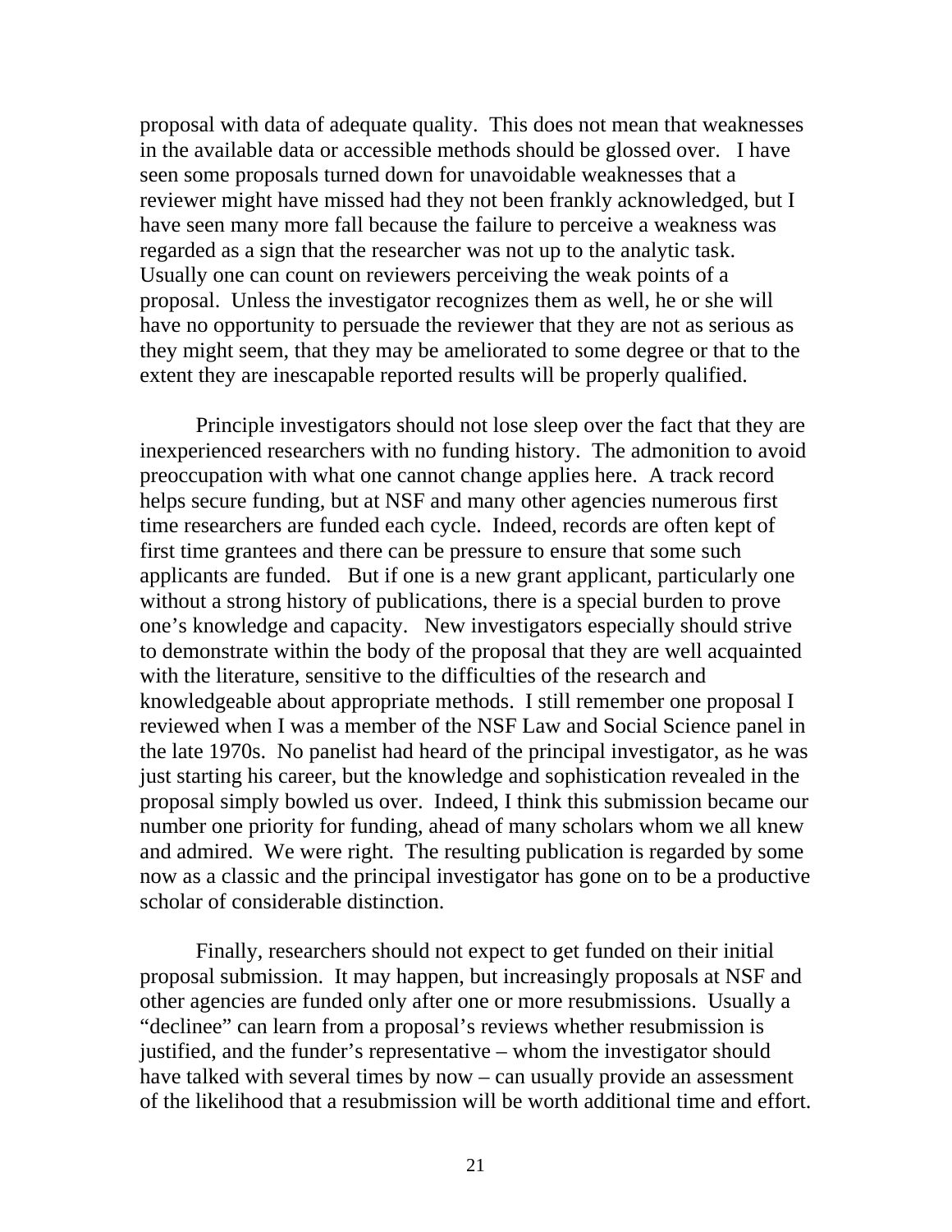proposal with data of adequate quality. This does not mean that weaknesses in the available data or accessible methods should be glossed over. I have seen some proposals turned down for unavoidable weaknesses that a reviewer might have missed had they not been frankly acknowledged, but I have seen many more fall because the failure to perceive a weakness was regarded as a sign that the researcher was not up to the analytic task. Usually one can count on reviewers perceiving the weak points of a proposal. Unless the investigator recognizes them as well, he or she will have no opportunity to persuade the reviewer that they are not as serious as they might seem, that they may be ameliorated to some degree or that to the extent they are inescapable reported results will be properly qualified.

Principle investigators should not lose sleep over the fact that they are inexperienced researchers with no funding history. The admonition to avoid preoccupation with what one cannot change applies here. A track record helps secure funding, but at NSF and many other agencies numerous first time researchers are funded each cycle. Indeed, records are often kept of first time grantees and there can be pressure to ensure that some such applicants are funded. But if one is a new grant applicant, particularly one without a strong history of publications, there is a special burden to prove one's knowledge and capacity. New investigators especially should strive to demonstrate within the body of the proposal that they are well acquainted with the literature, sensitive to the difficulties of the research and knowledgeable about appropriate methods. I still remember one proposal I reviewed when I was a member of the NSF Law and Social Science panel in the late 1970s. No panelist had heard of the principal investigator, as he was just starting his career, but the knowledge and sophistication revealed in the proposal simply bowled us over. Indeed, I think this submission became our number one priority for funding, ahead of many scholars whom we all knew and admired. We were right. The resulting publication is regarded by some now as a classic and the principal investigator has gone on to be a productive scholar of considerable distinction.

Finally, researchers should not expect to get funded on their initial proposal submission. It may happen, but increasingly proposals at NSF and other agencies are funded only after one or more resubmissions. Usually a "declinee" can learn from a proposal's reviews whether resubmission is justified, and the funder's representative – whom the investigator should have talked with several times by now – can usually provide an assessment of the likelihood that a resubmission will be worth additional time and effort.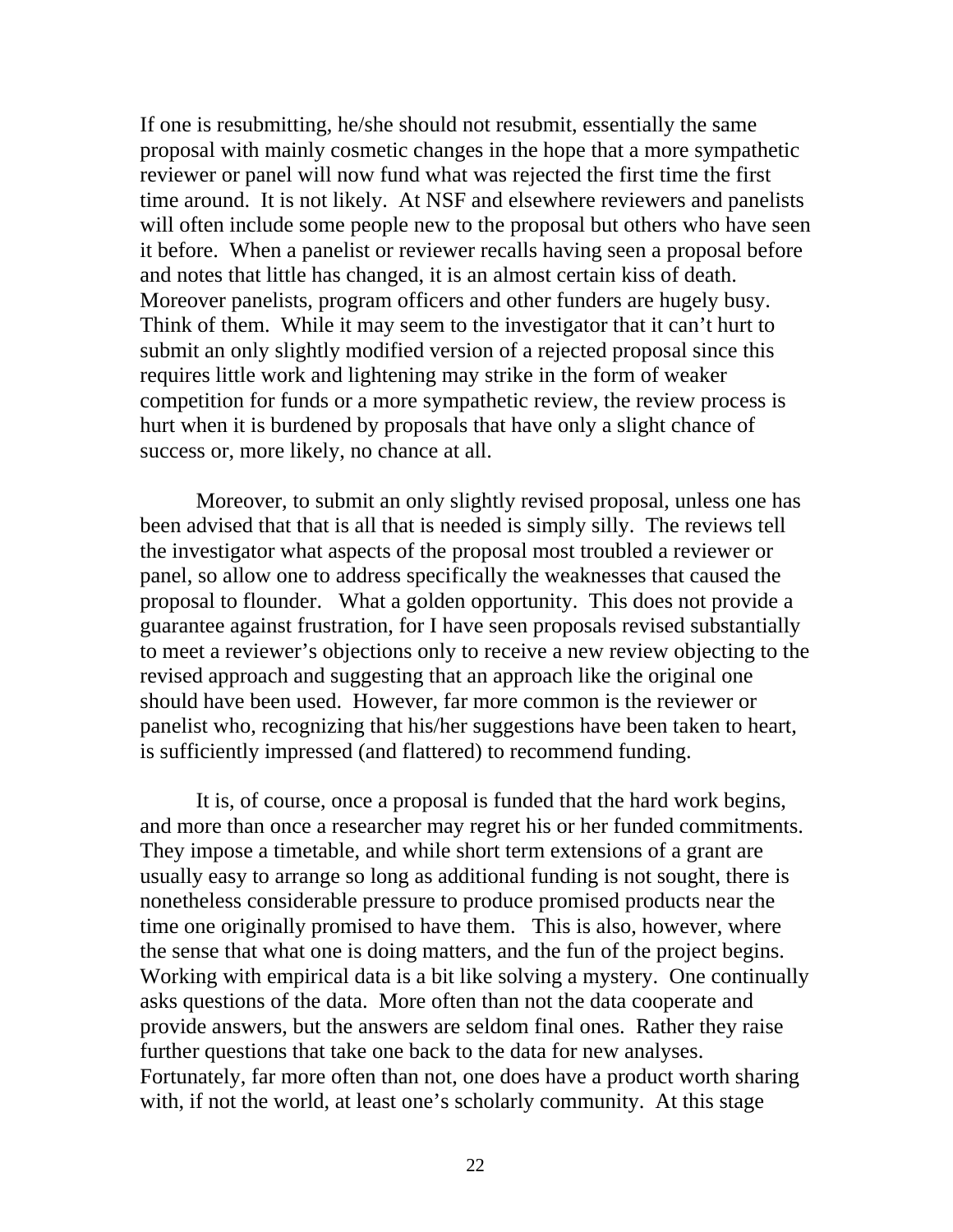If one is resubmitting, he/she should not resubmit, essentially the same proposal with mainly cosmetic changes in the hope that a more sympathetic reviewer or panel will now fund what was rejected the first time the first time around. It is not likely. At NSF and elsewhere reviewers and panelists will often include some people new to the proposal but others who have seen it before. When a panelist or reviewer recalls having seen a proposal before and notes that little has changed, it is an almost certain kiss of death. Moreover panelists, program officers and other funders are hugely busy. Think of them. While it may seem to the investigator that it can't hurt to submit an only slightly modified version of a rejected proposal since this requires little work and lightening may strike in the form of weaker competition for funds or a more sympathetic review, the review process is hurt when it is burdened by proposals that have only a slight chance of success or, more likely, no chance at all.

Moreover, to submit an only slightly revised proposal, unless one has been advised that that is all that is needed is simply silly. The reviews tell the investigator what aspects of the proposal most troubled a reviewer or panel, so allow one to address specifically the weaknesses that caused the proposal to flounder. What a golden opportunity. This does not provide a guarantee against frustration, for I have seen proposals revised substantially to meet a reviewer's objections only to receive a new review objecting to the revised approach and suggesting that an approach like the original one should have been used. However, far more common is the reviewer or panelist who, recognizing that his/her suggestions have been taken to heart, is sufficiently impressed (and flattered) to recommend funding.

It is, of course, once a proposal is funded that the hard work begins, and more than once a researcher may regret his or her funded commitments. They impose a timetable, and while short term extensions of a grant are usually easy to arrange so long as additional funding is not sought, there is nonetheless considerable pressure to produce promised products near the time one originally promised to have them. This is also, however, where the sense that what one is doing matters, and the fun of the project begins. Working with empirical data is a bit like solving a mystery. One continually asks questions of the data. More often than not the data cooperate and provide answers, but the answers are seldom final ones. Rather they raise further questions that take one back to the data for new analyses. Fortunately, far more often than not, one does have a product worth sharing with, if not the world, at least one's scholarly community. At this stage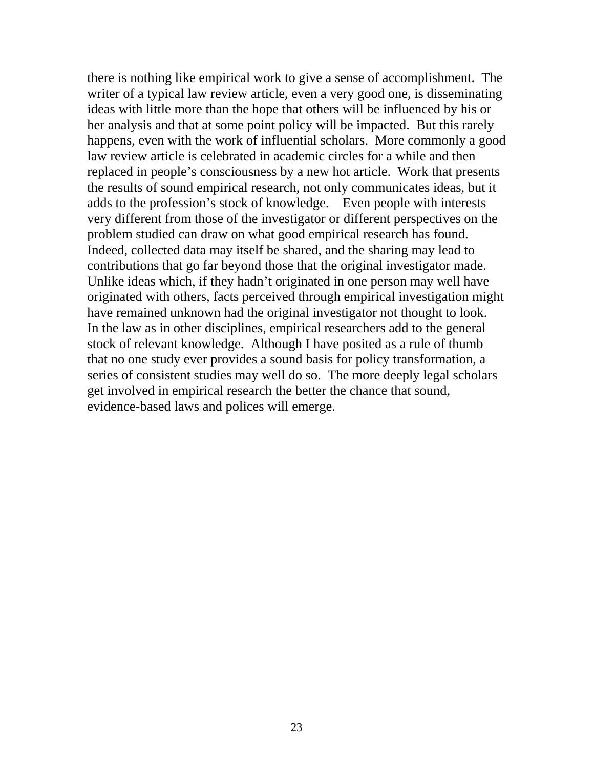there is nothing like empirical work to give a sense of accomplishment. The writer of a typical law review article, even a very good one, is disseminating ideas with little more than the hope that others will be influenced by his or her analysis and that at some point policy will be impacted. But this rarely happens, even with the work of influential scholars. More commonly a good law review article is celebrated in academic circles for a while and then replaced in people's consciousness by a new hot article. Work that presents the results of sound empirical research, not only communicates ideas, but it adds to the profession's stock of knowledge. Even people with interests very different from those of the investigator or different perspectives on the problem studied can draw on what good empirical research has found. Indeed, collected data may itself be shared, and the sharing may lead to contributions that go far beyond those that the original investigator made. Unlike ideas which, if they hadn't originated in one person may well have originated with others, facts perceived through empirical investigation might have remained unknown had the original investigator not thought to look. In the law as in other disciplines, empirical researchers add to the general stock of relevant knowledge. Although I have posited as a rule of thumb that no one study ever provides a sound basis for policy transformation, a series of consistent studies may well do so. The more deeply legal scholars get involved in empirical research the better the chance that sound, evidence-based laws and polices will emerge.